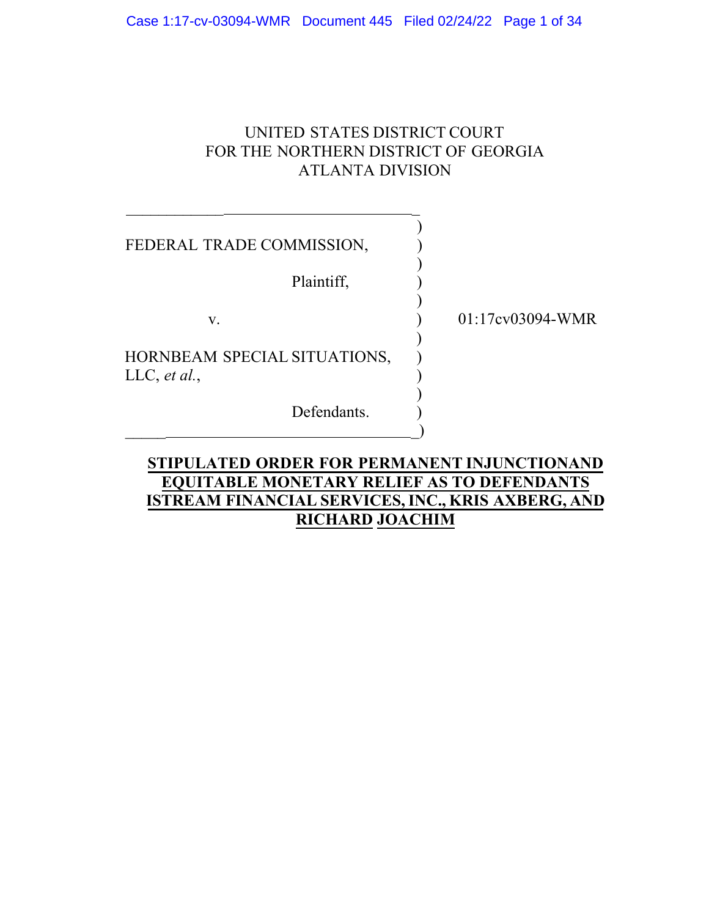UNITED STATES DISTRICT COURT
FOR THE NORTHERN DISTRICT OF GEORGIA
ATLANTA DIVISION

| | |
|---|---|
| FEDERAL TRADE COMMISSION,<br><br>Plaintiff,<br><br>v.<br><br>HORNBEAM SPECIAL SITUATIONS, LLC, *et al.*,<br><br>Defendants. | 01:17cv03094-WMR |

**STIPULATED ORDER FOR PERMANENT INJUNCTIONAND EQUITABLE MONETARY RELIEF AS TO DEFENDANTS ISTREAM FINANCIAL SERVICES, INC., KRIS AXBERG, AND RICHARD JOACHIM**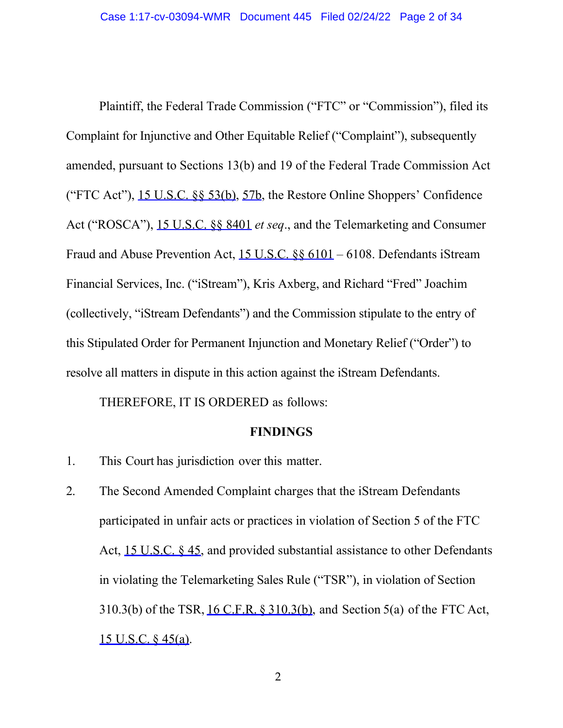Plaintiff, the Federal Trade Commission ("FTC" or "Commission"), filed its Complaint for Injunctive and Other Equitable Relief ("Complaint"), subsequently amended, pursuant to Sections 13(b) and 19 of the Federal Trade Commission Act ("FTC Act"), 15 U.S.C. §§ 53(b), 57b, the Restore Online Shoppers' Confidence Act ("ROSCA"), 15 U.S.C. §§ 8401 *et seq*., and the Telemarketing and Consumer Fraud and Abuse Prevention Act, 15 U.S.C. §§ 6101 – 6108. Defendants iStream Financial Services, Inc. ("iStream"), Kris Axberg, and Richard "Fred" Joachim (collectively, "iStream Defendants") and the Commission stipulate to the entry of this Stipulated Order for Permanent Injunction and Monetary Relief ("Order") to resolve all matters in dispute in this action against the iStream Defendants.

THEREFORE, IT IS ORDERED as follows:

## FINDINGS

1. This Court has jurisdiction over this matter.
2. The Second Amended Complaint charges that the iStream Defendants participated in unfair acts or practices in violation of Section 5 of the FTC Act, 15 U.S.C. § 45, and provided substantial assistance to other Defendants in violating the Telemarketing Sales Rule ("TSR"), in violation of Section 310.3(b) of the TSR, 16 C.F.R. § 310.3(b), and Section 5(a) of the FTC Act, 15 U.S.C. § 45(a).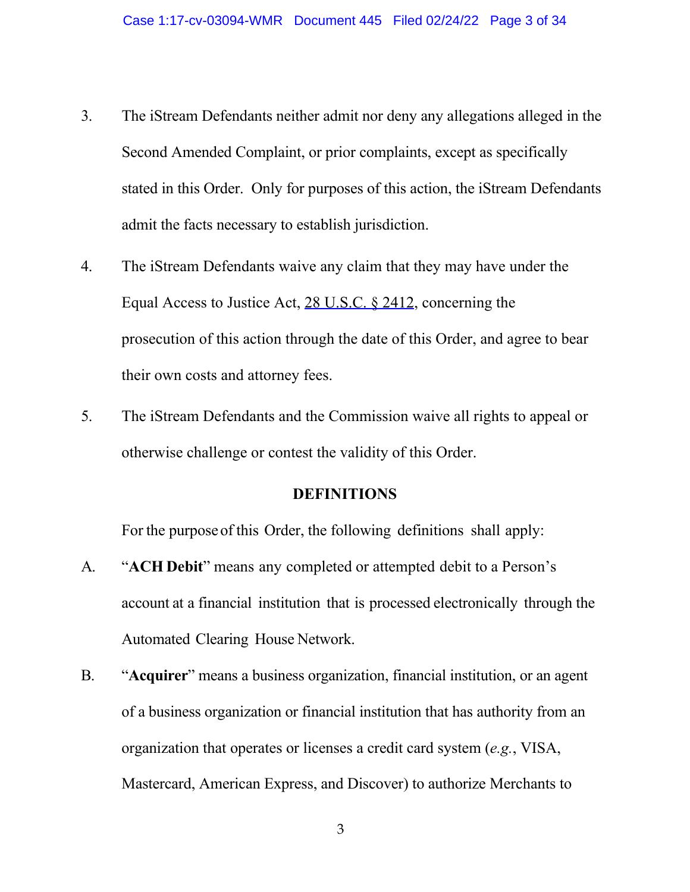3. The iStream Defendants neither admit nor deny any allegations alleged in the Second Amended Complaint, or prior complaints, except as specifically stated in this Order. Only for purposes of this action, the iStream Defendants admit the facts necessary to establish jurisdiction.

4. The iStream Defendants waive any claim that they may have under the Equal Access to Justice Act, 28 U.S.C. § 2412, concerning the prosecution of this action through the date of this Order, and agree to bear their own costs and attorney fees.

5. The iStream Defendants and the Commission waive all rights to appeal or otherwise challenge or contest the validity of this Order.

## DEFINITIONS

For the purpose of this Order, the following definitions shall apply:

A. "**ACH Debit**" means any completed or attempted debit to a Person's account at a financial institution that is processed electronically through the Automated Clearing House Network.

B. "**Acquirer**" means a business organization, financial institution, or an agent of a business organization or financial institution that has authority from an organization that operates or licenses a credit card system (*e.g.*, VISA, Mastercard, American Express, and Discover) to authorize Merchants to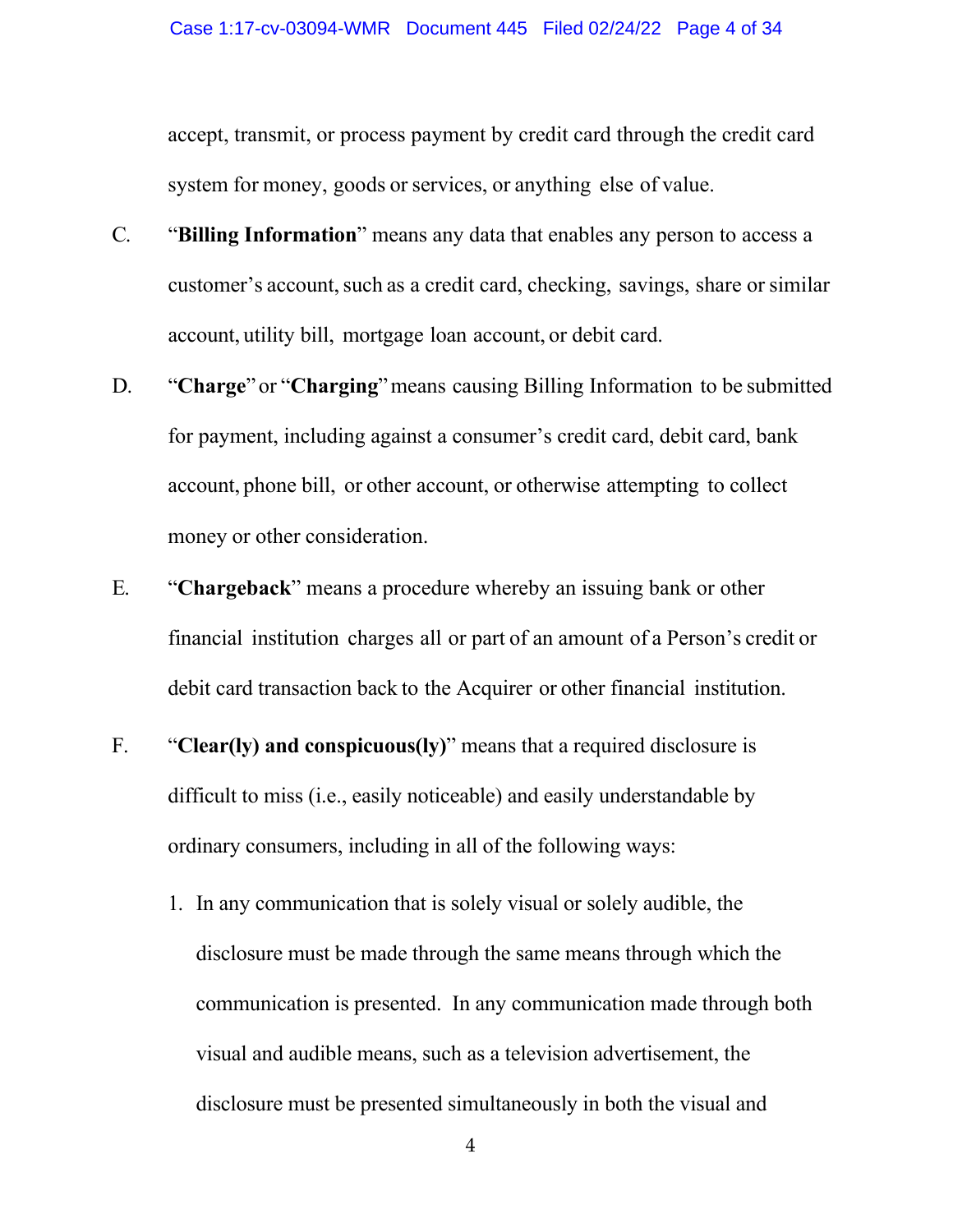accept, transmit, or process payment by credit card through the credit card system for money, goods or services, or anything else of value.

C. "**Billing Information**" means any data that enables any person to access a customer's account, such as a credit card, checking, savings, share or similar account, utility bill, mortgage loan account, or debit card.

D. "**Charge**" or "**Charging**" means causing Billing Information to be submitted for payment, including against a consumer's credit card, debit card, bank account, phone bill, or other account, or otherwise attempting to collect money or other consideration.

E. "**Chargeback**" means a procedure whereby an issuing bank or other financial institution charges all or part of an amount of a Person's credit or debit card transaction back to the Acquirer or other financial institution.

F. "**Clear(ly) and conspicuous(ly)**" means that a required disclosure is difficult to miss (i.e., easily noticeable) and easily understandable by ordinary consumers, including in all of the following ways:

1. In any communication that is solely visual or solely audible, the disclosure must be made through the same means through which the communication is presented. In any communication made through both visual and audible means, such as a television advertisement, the disclosure must be presented simultaneously in both the visual and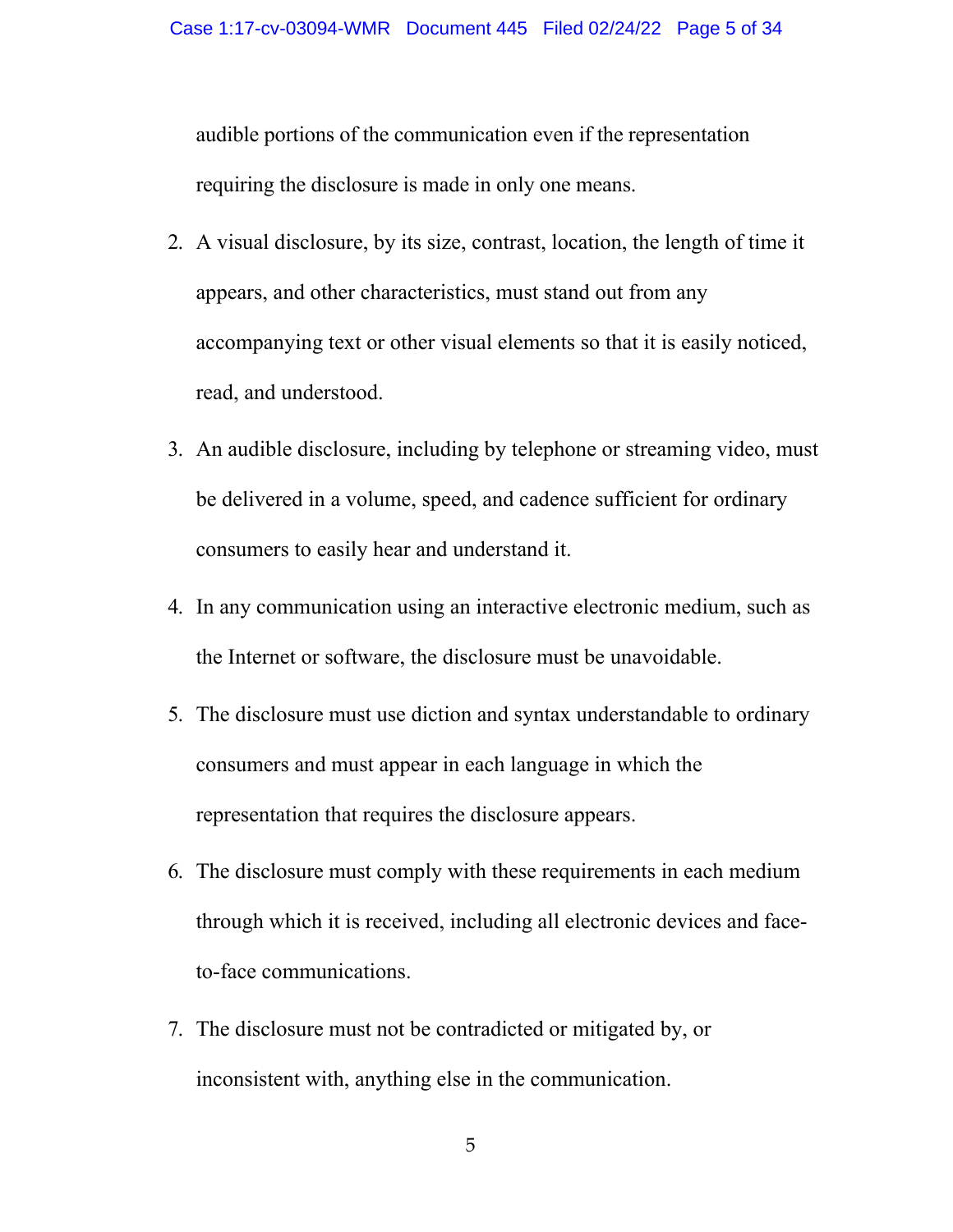audible portions of the communication even if the representation requiring the disclosure is made in only one means.

2. A visual disclosure, by its size, contrast, location, the length of time it appears, and other characteristics, must stand out from any accompanying text or other visual elements so that it is easily noticed, read, and understood.

3. An audible disclosure, including by telephone or streaming video, must be delivered in a volume, speed, and cadence sufficient for ordinary consumers to easily hear and understand it.

4. In any communication using an interactive electronic medium, such as the Internet or software, the disclosure must be unavoidable.

5. The disclosure must use diction and syntax understandable to ordinary consumers and must appear in each language in which the representation that requires the disclosure appears.

6. The disclosure must comply with these requirements in each medium through which it is received, including all electronic devices and face-to-face communications.

7. The disclosure must not be contradicted or mitigated by, or inconsistent with, anything else in the communication.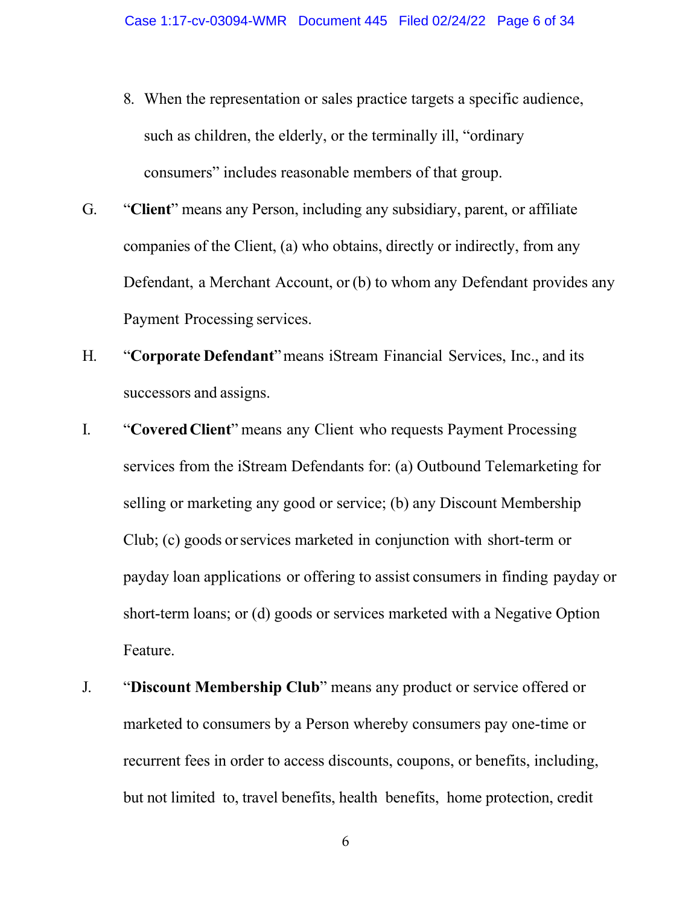8. When the representation or sales practice targets a specific audience, such as children, the elderly, or the terminally ill, "ordinary consumers" includes reasonable members of that group.

G. "**Client**" means any Person, including any subsidiary, parent, or affiliate companies of the Client, (a) who obtains, directly or indirectly, from any Defendant, a Merchant Account, or (b) to whom any Defendant provides any Payment Processing services.

H. "**Corporate Defendant**" means iStream Financial Services, Inc., and its successors and assigns.

I. "**Covered Client**" means any Client who requests Payment Processing services from the iStream Defendants for: (a) Outbound Telemarketing for selling or marketing any good or service; (b) any Discount Membership Club; (c) goods or services marketed in conjunction with short-term or payday loan applications or offering to assist consumers in finding payday or short-term loans; or (d) goods or services marketed with a Negative Option Feature.

J. "**Discount Membership Club**" means any product or service offered or marketed to consumers by a Person whereby consumers pay one-time or recurrent fees in order to access discounts, coupons, or benefits, including, but not limited to, travel benefits, health benefits, home protection, credit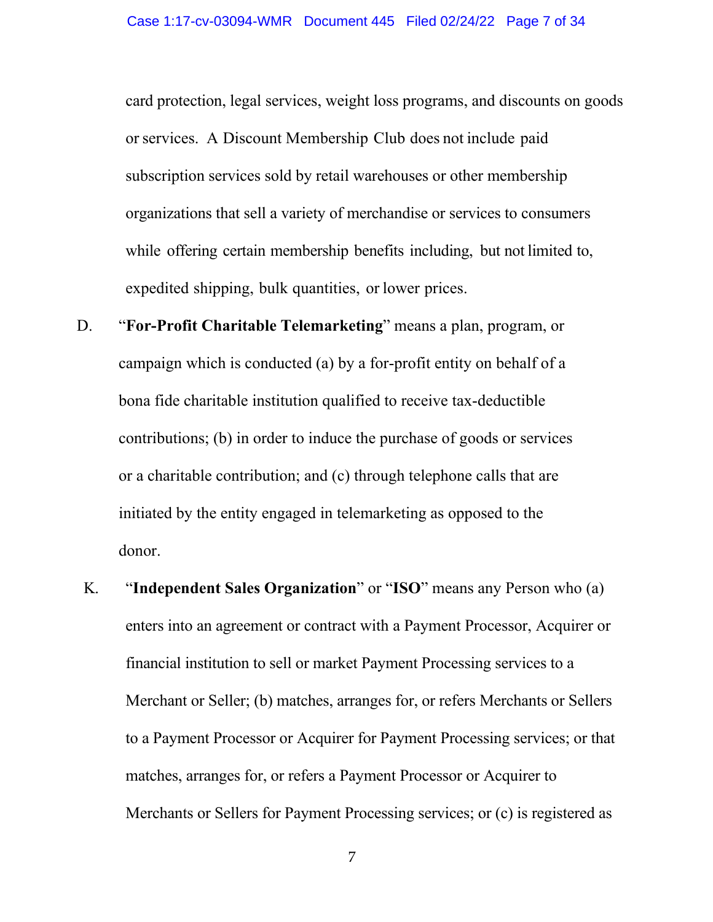card protection, legal services, weight loss programs, and discounts on goods or services. A Discount Membership Club does not include paid subscription services sold by retail warehouses or other membership organizations that sell a variety of merchandise or services to consumers while offering certain membership benefits including, but not limited to, expedited shipping, bulk quantities, or lower prices.

D. "**For-Profit Charitable Telemarketing**" means a plan, program, or campaign which is conducted (a) by a for-profit entity on behalf of a bona fide charitable institution qualified to receive tax-deductible contributions; (b) in order to induce the purchase of goods or services or a charitable contribution; and (c) through telephone calls that are initiated by the entity engaged in telemarketing as opposed to the donor.

K. "**Independent Sales Organization**" or "**ISO**" means any Person who (a) enters into an agreement or contract with a Payment Processor, Acquirer or financial institution to sell or market Payment Processing services to a Merchant or Seller; (b) matches, arranges for, or refers Merchants or Sellers to a Payment Processor or Acquirer for Payment Processing services; or that matches, arranges for, or refers a Payment Processor or Acquirer to Merchants or Sellers for Payment Processing services; or (c) is registered as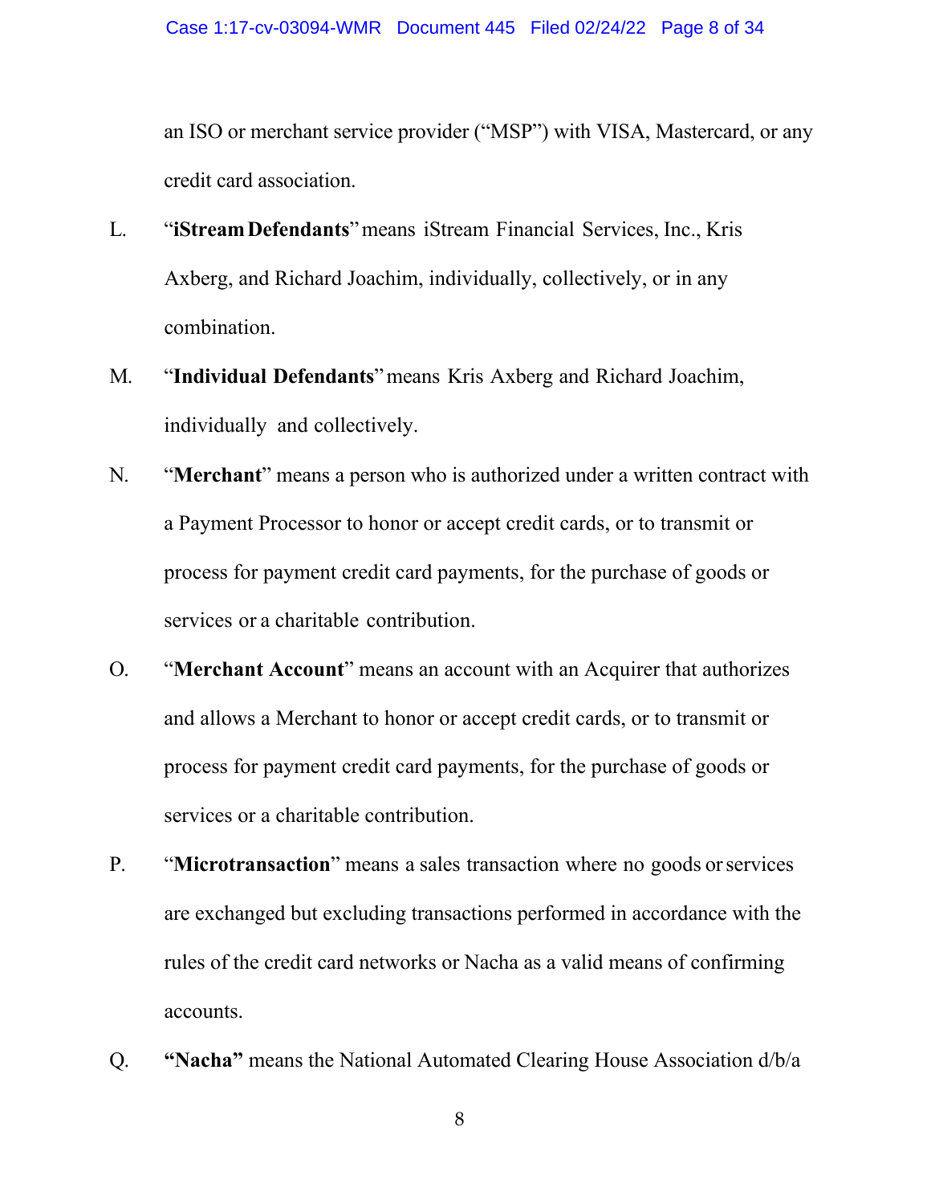an ISO or merchant service provider ("MSP") with VISA, Mastercard, or any credit card association.

L. "**iStream Defendants**" means iStream Financial Services, Inc., Kris Axberg, and Richard Joachim, individually, collectively, or in any combination.

M. "**Individual Defendants**" means Kris Axberg and Richard Joachim, individually and collectively.

N. "**Merchant**" means a person who is authorized under a written contract with a Payment Processor to honor or accept credit cards, or to transmit or process for payment credit card payments, for the purchase of goods or services or a charitable contribution.

O. "**Merchant Account**" means an account with an Acquirer that authorizes and allows a Merchant to honor or accept credit cards, or to transmit or process for payment credit card payments, for the purchase of goods or services or a charitable contribution.

P. "**Microtransaction**" means a sales transaction where no goods or services are exchanged but excluding transactions performed in accordance with the rules of the credit card networks or Nacha as a valid means of confirming accounts.

Q. **"Nacha"** means the National Automated Clearing House Association d/b/a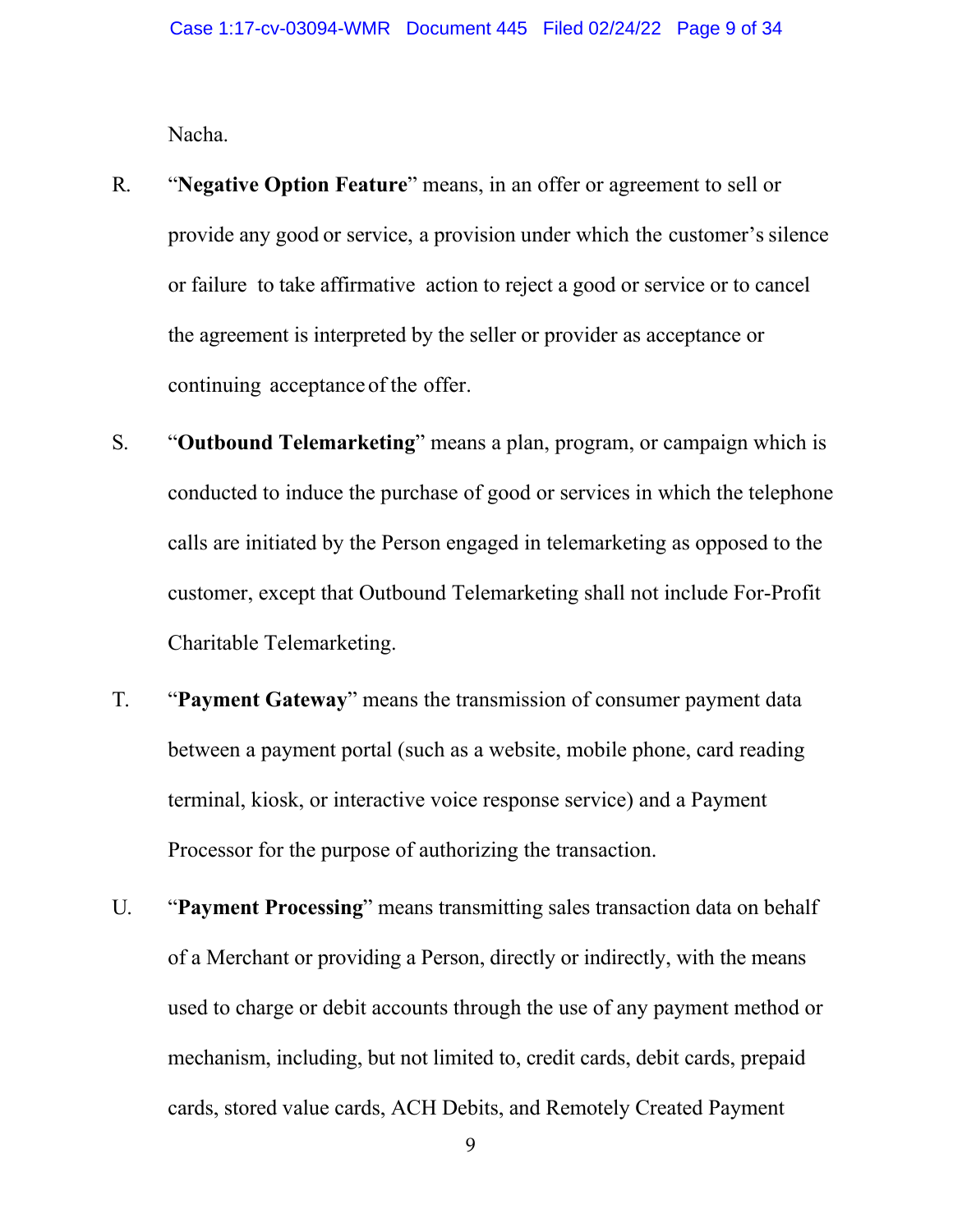Nacha.

R. "**Negative Option Feature**" means, in an offer or agreement to sell or provide any good or service, a provision under which the customer's silence or failure to take affirmative action to reject a good or service or to cancel the agreement is interpreted by the seller or provider as acceptance or continuing acceptance of the offer.

S. "**Outbound Telemarketing**" means a plan, program, or campaign which is conducted to induce the purchase of good or services in which the telephone calls are initiated by the Person engaged in telemarketing as opposed to the customer, except that Outbound Telemarketing shall not include For-Profit Charitable Telemarketing.

T. "**Payment Gateway**" means the transmission of consumer payment data between a payment portal (such as a website, mobile phone, card reading terminal, kiosk, or interactive voice response service) and a Payment Processor for the purpose of authorizing the transaction.

U. "**Payment Processing**" means transmitting sales transaction data on behalf of a Merchant or providing a Person, directly or indirectly, with the means used to charge or debit accounts through the use of any payment method or mechanism, including, but not limited to, credit cards, debit cards, prepaid cards, stored value cards, ACH Debits, and Remotely Created Payment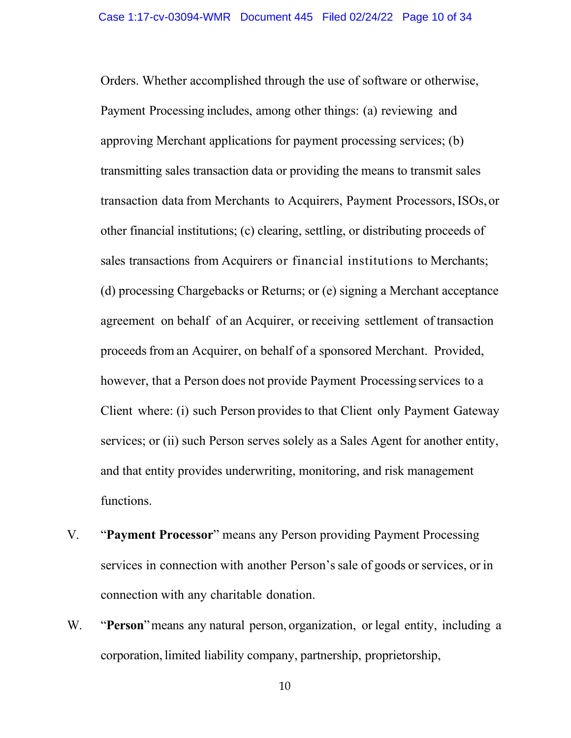Orders. Whether accomplished through the use of software or otherwise, Payment Processing includes, among other things: (a) reviewing and approving Merchant applications for payment processing services; (b) transmitting sales transaction data or providing the means to transmit sales transaction data from Merchants to Acquirers, Payment Processors, ISOs, or other financial institutions; (c) clearing, settling, or distributing proceeds of sales transactions from Acquirers or financial institutions to Merchants; (d) processing Chargebacks or Returns; or (e) signing a Merchant acceptance agreement on behalf of an Acquirer, or receiving settlement of transaction proceeds from an Acquirer, on behalf of a sponsored Merchant. Provided, however, that a Person does not provide Payment Processing services to a Client where: (i) such Person provides to that Client only Payment Gateway services; or (ii) such Person serves solely as a Sales Agent for another entity, and that entity provides underwriting, monitoring, and risk management functions.

V. “**Payment Processor**” means any Person providing Payment Processing services in connection with another Person’s sale of goods or services, or in connection with any charitable donation.

W. “**Person**” means any natural person, organization, or legal entity, including a corporation, limited liability company, partnership, proprietorship,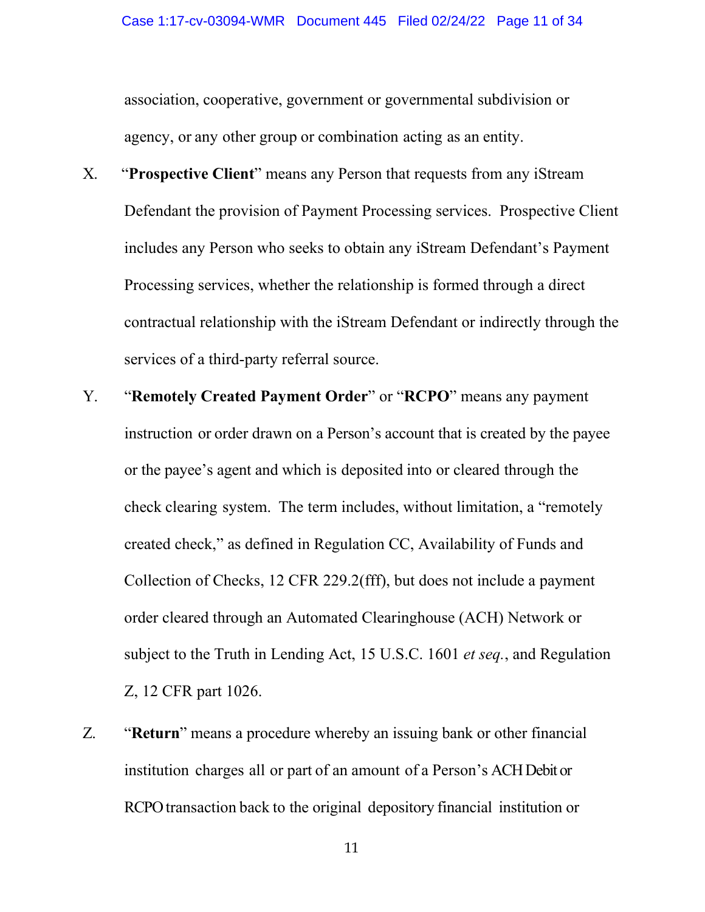association, cooperative, government or governmental subdivision or agency, or any other group or combination acting as an entity.

X. "**Prospective Client**" means any Person that requests from any iStream Defendant the provision of Payment Processing services. Prospective Client includes any Person who seeks to obtain any iStream Defendant's Payment Processing services, whether the relationship is formed through a direct contractual relationship with the iStream Defendant or indirectly through the services of a third-party referral source.

Y. "**Remotely Created Payment Order**" or "**RCPO**" means any payment instruction or order drawn on a Person's account that is created by the payee or the payee's agent and which is deposited into or cleared through the check clearing system. The term includes, without limitation, a "remotely created check," as defined in Regulation CC, Availability of Funds and Collection of Checks, 12 CFR 229.2(fff), but does not include a payment order cleared through an Automated Clearinghouse (ACH) Network or subject to the Truth in Lending Act, 15 U.S.C. 1601 *et seq.*, and Regulation Z, 12 CFR part 1026.

Z. "**Return**" means a procedure whereby an issuing bank or other financial institution charges all or part of an amount of a Person's ACH Debit or RCPO transaction back to the original depository financial institution or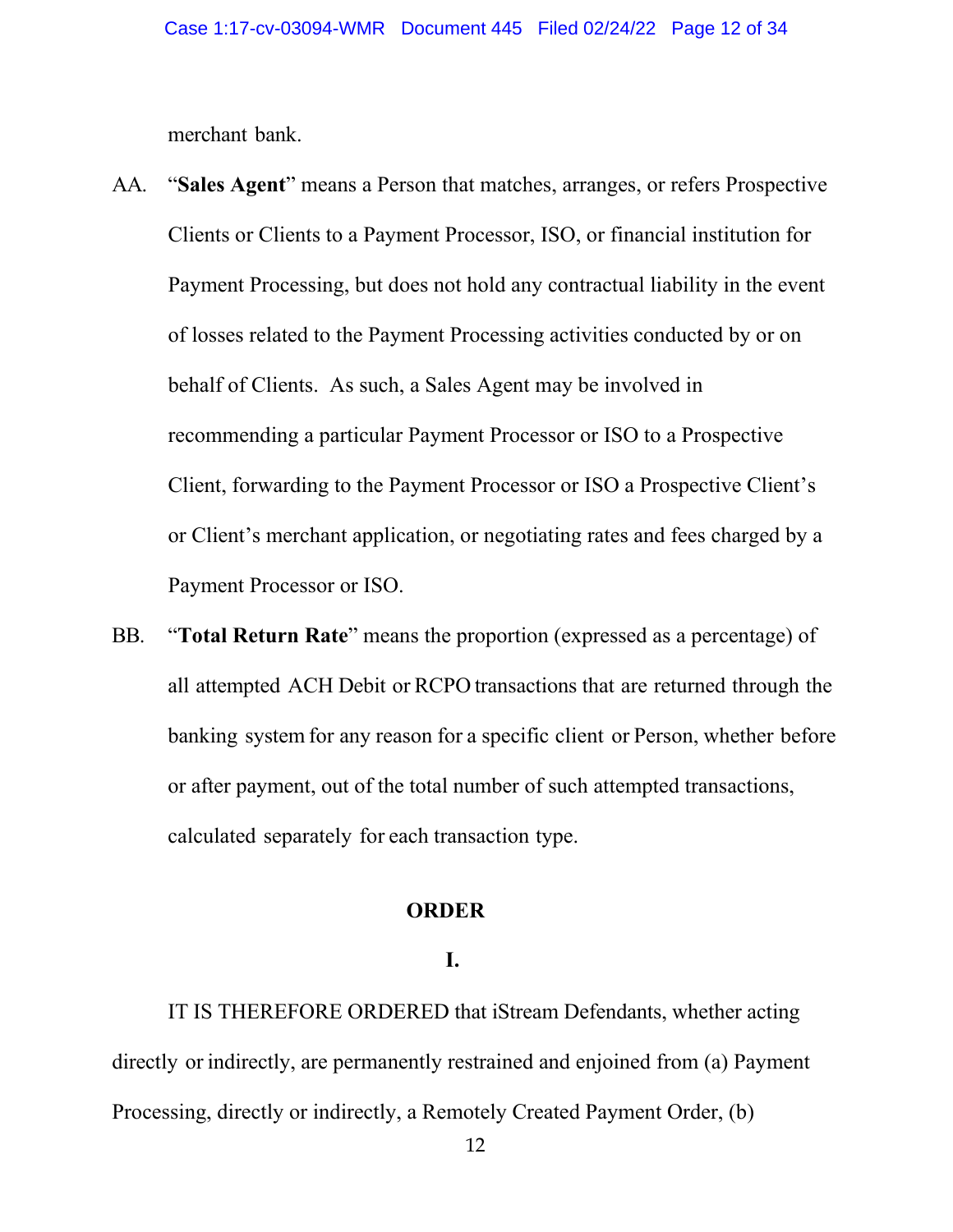merchant bank.

AA. "**Sales Agent**" means a Person that matches, arranges, or refers Prospective Clients or Clients to a Payment Processor, ISO, or financial institution for Payment Processing, but does not hold any contractual liability in the event of losses related to the Payment Processing activities conducted by or on behalf of Clients. As such, a Sales Agent may be involved in recommending a particular Payment Processor or ISO to a Prospective Client, forwarding to the Payment Processor or ISO a Prospective Client's or Client's merchant application, or negotiating rates and fees charged by a Payment Processor or ISO.

BB. "**Total Return Rate**" means the proportion (expressed as a percentage) of all attempted ACH Debit or RCPO transactions that are returned through the banking system for any reason for a specific client or Person, whether before or after payment, out of the total number of such attempted transactions, calculated separately for each transaction type.

## ORDER

### I.

IT IS THEREFORE ORDERED that iStream Defendants, whether acting directly or indirectly, are permanently restrained and enjoined from (a) Payment Processing, directly or indirectly, a Remotely Created Payment Order, (b)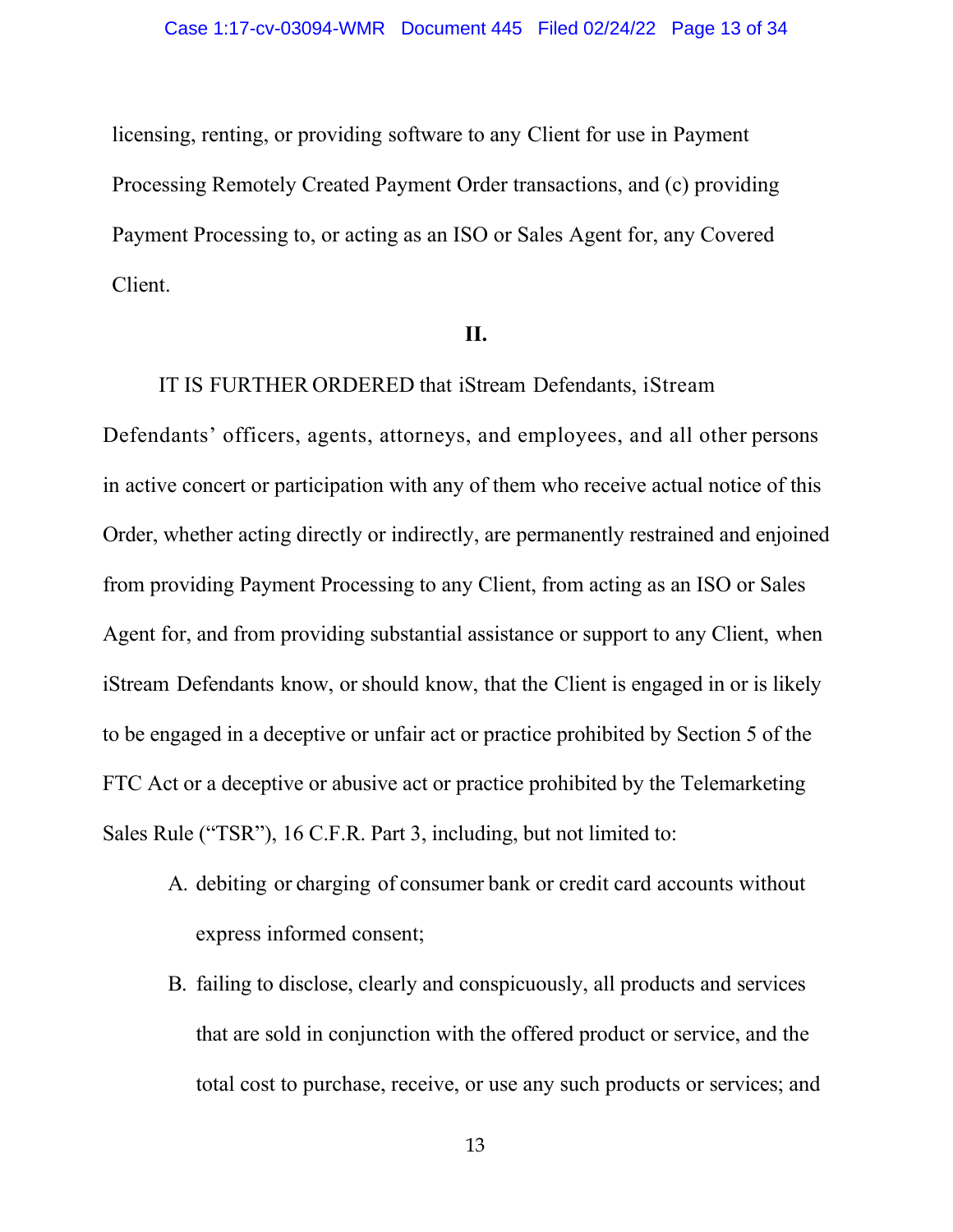licensing, renting, or providing software to any Client for use in Payment Processing Remotely Created Payment Order transactions, and (c) providing Payment Processing to, or acting as an ISO or Sales Agent for, any Covered Client.

**II.**

IT IS FURTHER ORDERED that iStream Defendants, iStream Defendants' officers, agents, attorneys, and employees, and all other persons in active concert or participation with any of them who receive actual notice of this Order, whether acting directly or indirectly, are permanently restrained and enjoined from providing Payment Processing to any Client, from acting as an ISO or Sales Agent for, and from providing substantial assistance or support to any Client, when iStream Defendants know, or should know, that the Client is engaged in or is likely to be engaged in a deceptive or unfair act or practice prohibited by Section 5 of the FTC Act or a deceptive or abusive act or practice prohibited by the Telemarketing Sales Rule ("TSR"), 16 C.F.R. Part 3, including, but not limited to:

A. debiting or charging of consumer bank or credit card accounts without express informed consent;

B. failing to disclose, clearly and conspicuously, all products and services that are sold in conjunction with the offered product or service, and the total cost to purchase, receive, or use any such products or services; and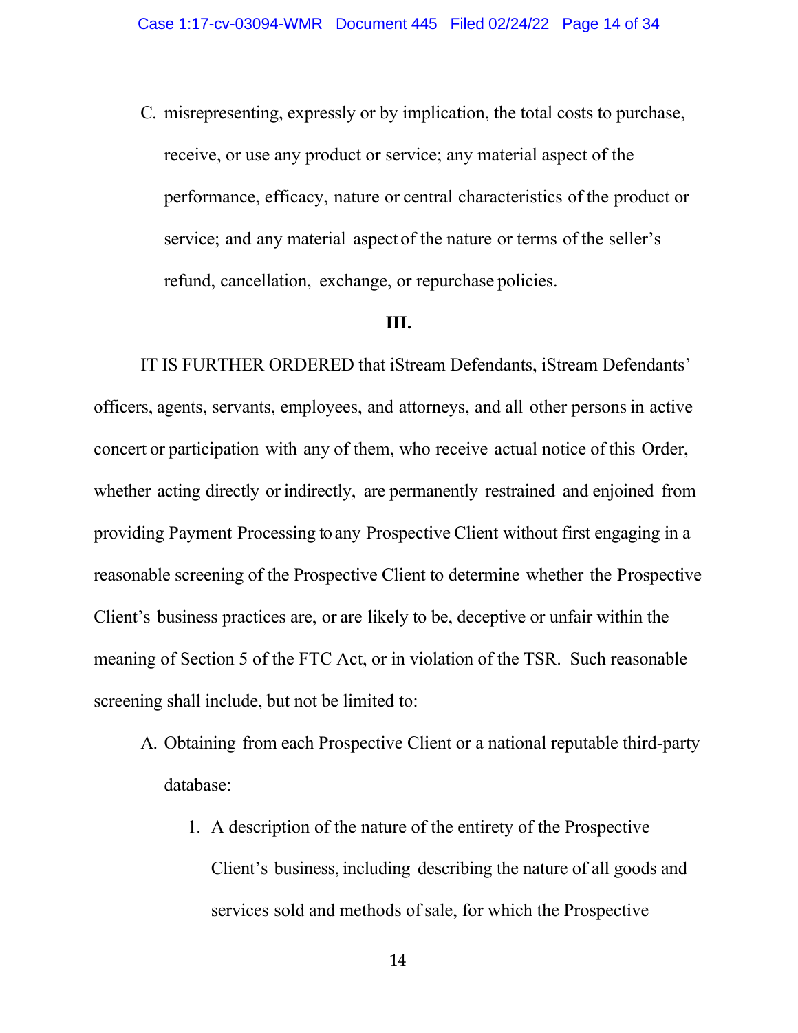C. misrepresenting, expressly or by implication, the total costs to purchase, receive, or use any product or service; any material aspect of the performance, efficacy, nature or central characteristics of the product or service; and any material aspect of the nature or terms of the seller's refund, cancellation, exchange, or repurchase policies.

**III.**

IT IS FURTHER ORDERED that iStream Defendants, iStream Defendants' officers, agents, servants, employees, and attorneys, and all other persons in active concert or participation with any of them, who receive actual notice of this Order, whether acting directly or indirectly, are permanently restrained and enjoined from providing Payment Processing to any Prospective Client without first engaging in a reasonable screening of the Prospective Client to determine whether the Prospective Client's business practices are, or are likely to be, deceptive or unfair within the meaning of Section 5 of the FTC Act, or in violation of the TSR. Such reasonable screening shall include, but not be limited to:

A. Obtaining from each Prospective Client or a national reputable third-party database:

   1. A description of the nature of the entirety of the Prospective Client's business, including describing the nature of all goods and services sold and methods of sale, for which the Prospective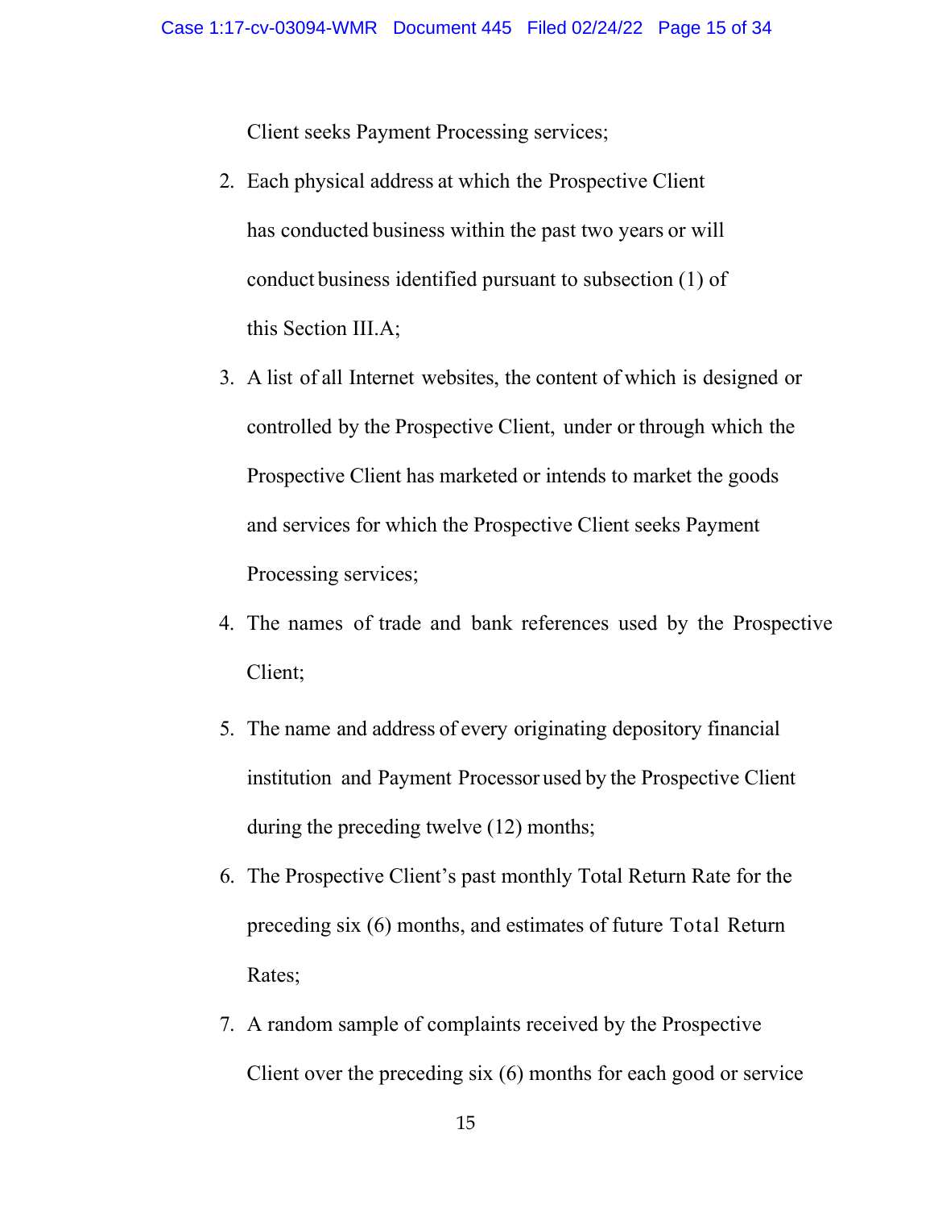Client seeks Payment Processing services;

2. Each physical address at which the Prospective Client has conducted business within the past two years or will conduct business identified pursuant to subsection (1) of this Section III.A;

3. A list of all Internet websites, the content of which is designed or controlled by the Prospective Client, under or through which the Prospective Client has marketed or intends to market the goods and services for which the Prospective Client seeks Payment Processing services;

4. The names of trade and bank references used by the Prospective Client;

5. The name and address of every originating depository financial institution and Payment Processor used by the Prospective Client during the preceding twelve (12) months;

6. The Prospective Client's past monthly Total Return Rate for the preceding six (6) months, and estimates of future Total Return Rates;

7. A random sample of complaints received by the Prospective Client over the preceding six (6) months for each good or service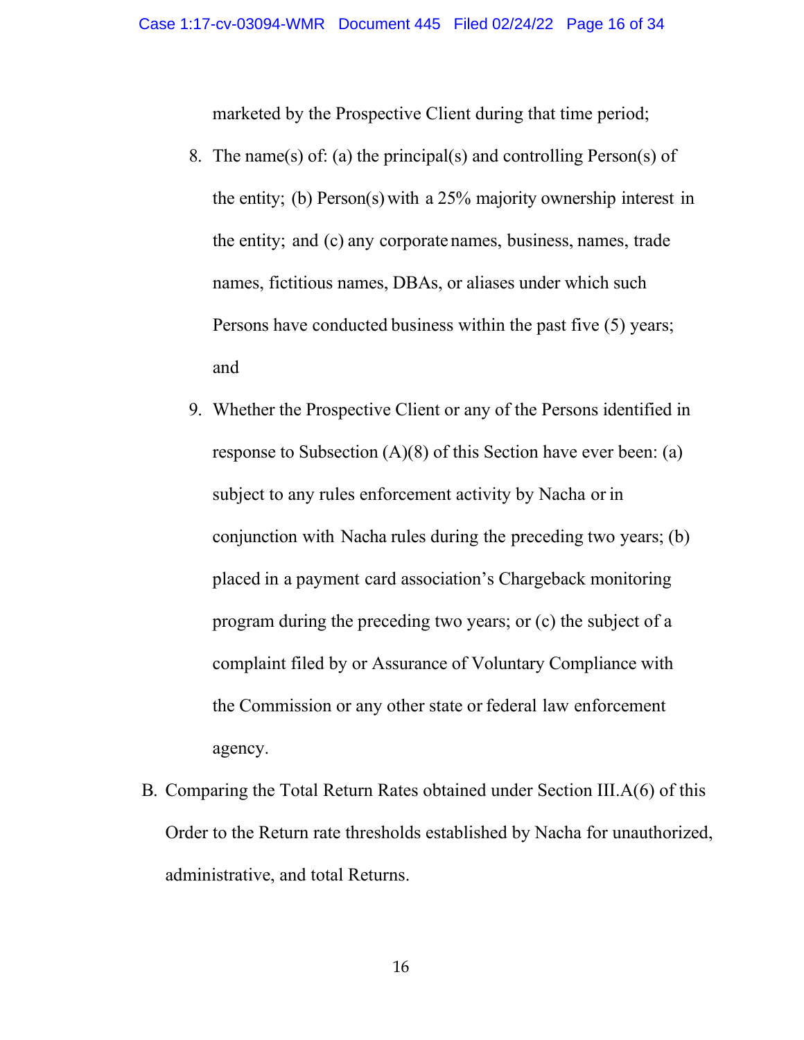marketed by the Prospective Client during that time period;

8. The name(s) of: (a) the principal(s) and controlling Person(s) of the entity; (b) Person(s) with a 25% majority ownership interest in the entity; and (c) any corporate names, business, names, trade names, fictitious names, DBAs, or aliases under which such Persons have conducted business within the past five (5) years; and

9. Whether the Prospective Client or any of the Persons identified in response to Subsection (A)(8) of this Section have ever been: (a) subject to any rules enforcement activity by Nacha or in conjunction with Nacha rules during the preceding two years; (b) placed in a payment card association's Chargeback monitoring program during the preceding two years; or (c) the subject of a complaint filed by or Assurance of Voluntary Compliance with the Commission or any other state or federal law enforcement agency.

B. Comparing the Total Return Rates obtained under Section III.A(6) of this Order to the Return rate thresholds established by Nacha for unauthorized, administrative, and total Returns.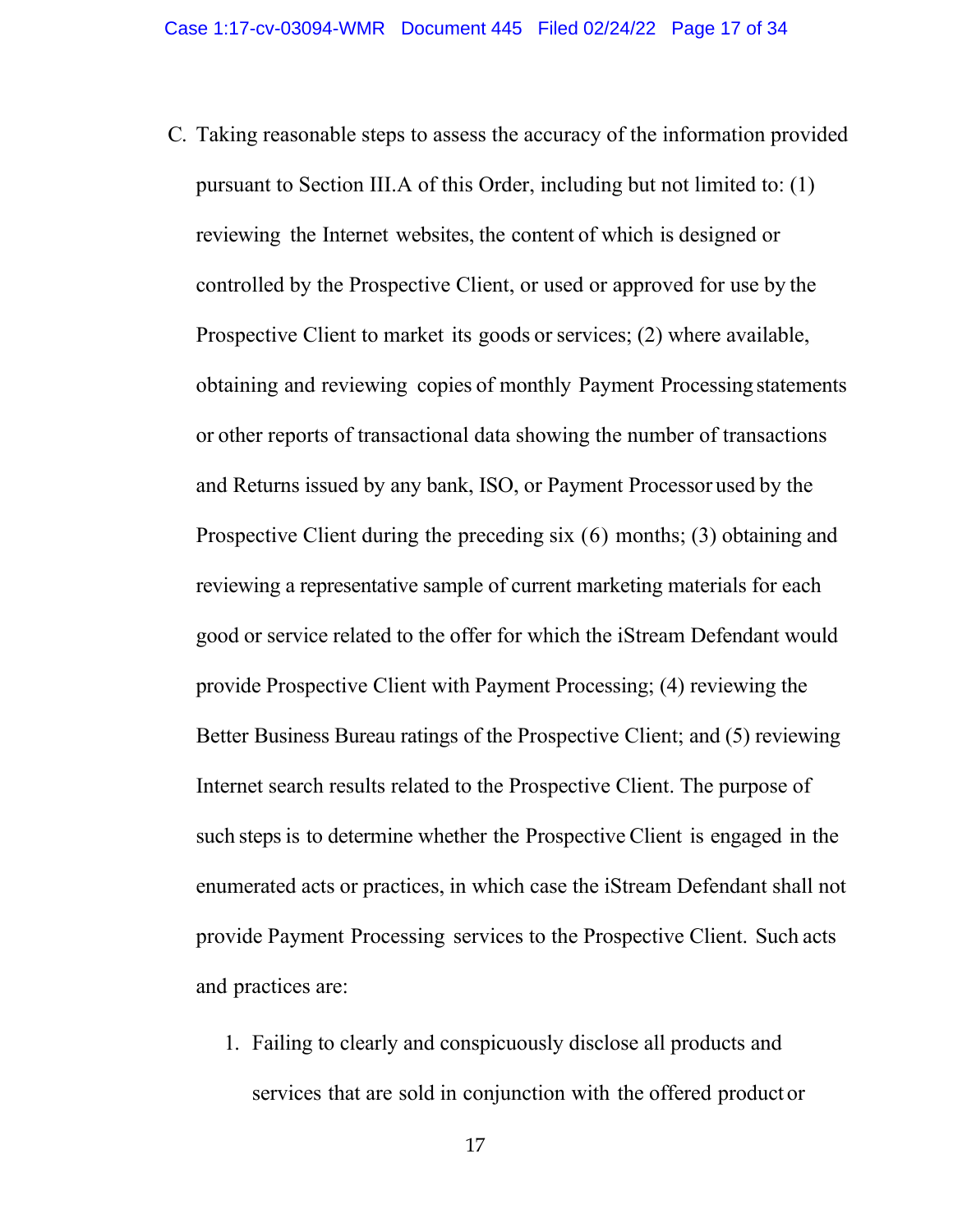C. Taking reasonable steps to assess the accuracy of the information provided pursuant to Section III.A of this Order, including but not limited to: (1) reviewing the Internet websites, the content of which is designed or controlled by the Prospective Client, or used or approved for use by the Prospective Client to market its goods or services; (2) where available, obtaining and reviewing copies of monthly Payment Processing statements or other reports of transactional data showing the number of transactions and Returns issued by any bank, ISO, or Payment Processor used by the Prospective Client during the preceding six (6) months; (3) obtaining and reviewing a representative sample of current marketing materials for each good or service related to the offer for which the iStream Defendant would provide Prospective Client with Payment Processing; (4) reviewing the Better Business Bureau ratings of the Prospective Client; and (5) reviewing Internet search results related to the Prospective Client. The purpose of such steps is to determine whether the Prospective Client is engaged in the enumerated acts or practices, in which case the iStream Defendant shall not provide Payment Processing services to the Prospective Client. Such acts and practices are:

1. Failing to clearly and conspicuously disclose all products and services that are sold in conjunction with the offered product or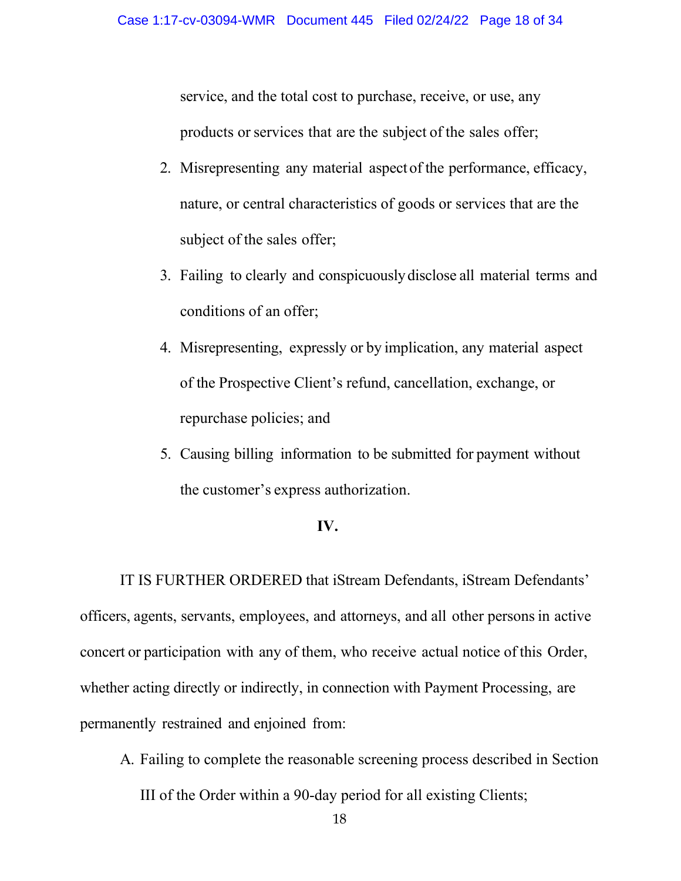service, and the total cost to purchase, receive, or use, any products or services that are the subject of the sales offer;

2. Misrepresenting any material aspect of the performance, efficacy, nature, or central characteristics of goods or services that are the subject of the sales offer;
3. Failing to clearly and conspicuously disclose all material terms and conditions of an offer;
4. Misrepresenting, expressly or by implication, any material aspect of the Prospective Client's refund, cancellation, exchange, or repurchase policies; and
5. Causing billing information to be submitted for payment without the customer's express authorization.

**IV.**

IT IS FURTHER ORDERED that iStream Defendants, iStream Defendants' officers, agents, servants, employees, and attorneys, and all other persons in active concert or participation with any of them, who receive actual notice of this Order, whether acting directly or indirectly, in connection with Payment Processing, are permanently restrained and enjoined from:

A. Failing to complete the reasonable screening process described in Section III of the Order within a 90-day period for all existing Clients;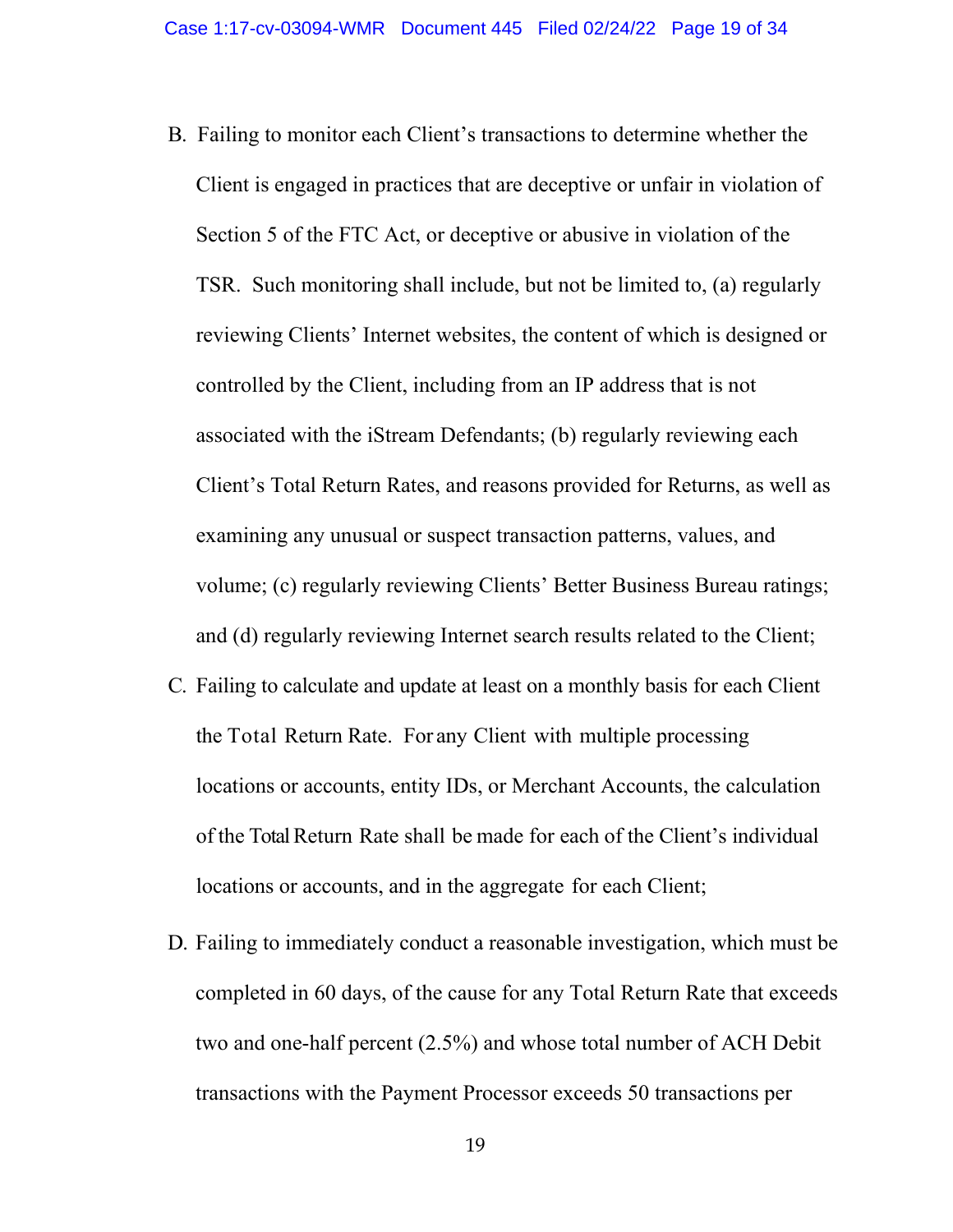B. Failing to monitor each Client's transactions to determine whether the Client is engaged in practices that are deceptive or unfair in violation of Section 5 of the FTC Act, or deceptive or abusive in violation of the TSR. Such monitoring shall include, but not be limited to, (a) regularly reviewing Clients' Internet websites, the content of which is designed or controlled by the Client, including from an IP address that is not associated with the iStream Defendants; (b) regularly reviewing each Client's Total Return Rates, and reasons provided for Returns, as well as examining any unusual or suspect transaction patterns, values, and volume; (c) regularly reviewing Clients' Better Business Bureau ratings; and (d) regularly reviewing Internet search results related to the Client;

C. Failing to calculate and update at least on a monthly basis for each Client the Total Return Rate. For any Client with multiple processing locations or accounts, entity IDs, or Merchant Accounts, the calculation of the Total Return Rate shall be made for each of the Client's individual locations or accounts, and in the aggregate for each Client;

D. Failing to immediately conduct a reasonable investigation, which must be completed in 60 days, of the cause for any Total Return Rate that exceeds two and one-half percent (2.5%) and whose total number of ACH Debit transactions with the Payment Processor exceeds 50 transactions per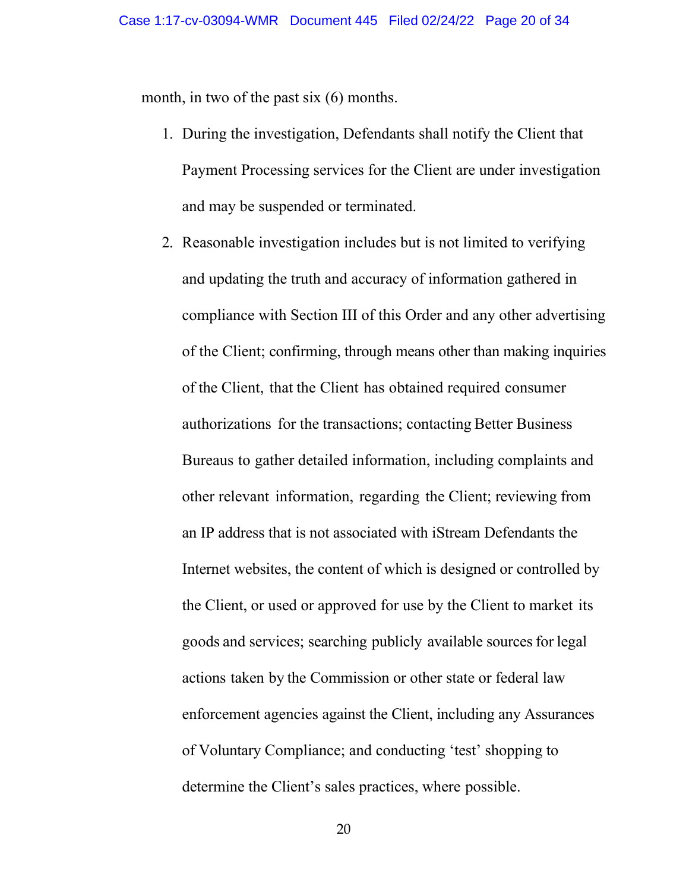month, in two of the past six (6) months.

1. During the investigation, Defendants shall notify the Client that Payment Processing services for the Client are under investigation and may be suspended or terminated.
2. Reasonable investigation includes but is not limited to verifying and updating the truth and accuracy of information gathered in compliance with Section III of this Order and any other advertising of the Client; confirming, through means other than making inquiries of the Client, that the Client has obtained required consumer authorizations for the transactions; contacting Better Business Bureaus to gather detailed information, including complaints and other relevant information, regarding the Client; reviewing from an IP address that is not associated with iStream Defendants the Internet websites, the content of which is designed or controlled by the Client, or used or approved for use by the Client to market its goods and services; searching publicly available sources for legal actions taken by the Commission or other state or federal law enforcement agencies against the Client, including any Assurances of Voluntary Compliance; and conducting 'test' shopping to determine the Client's sales practices, where possible.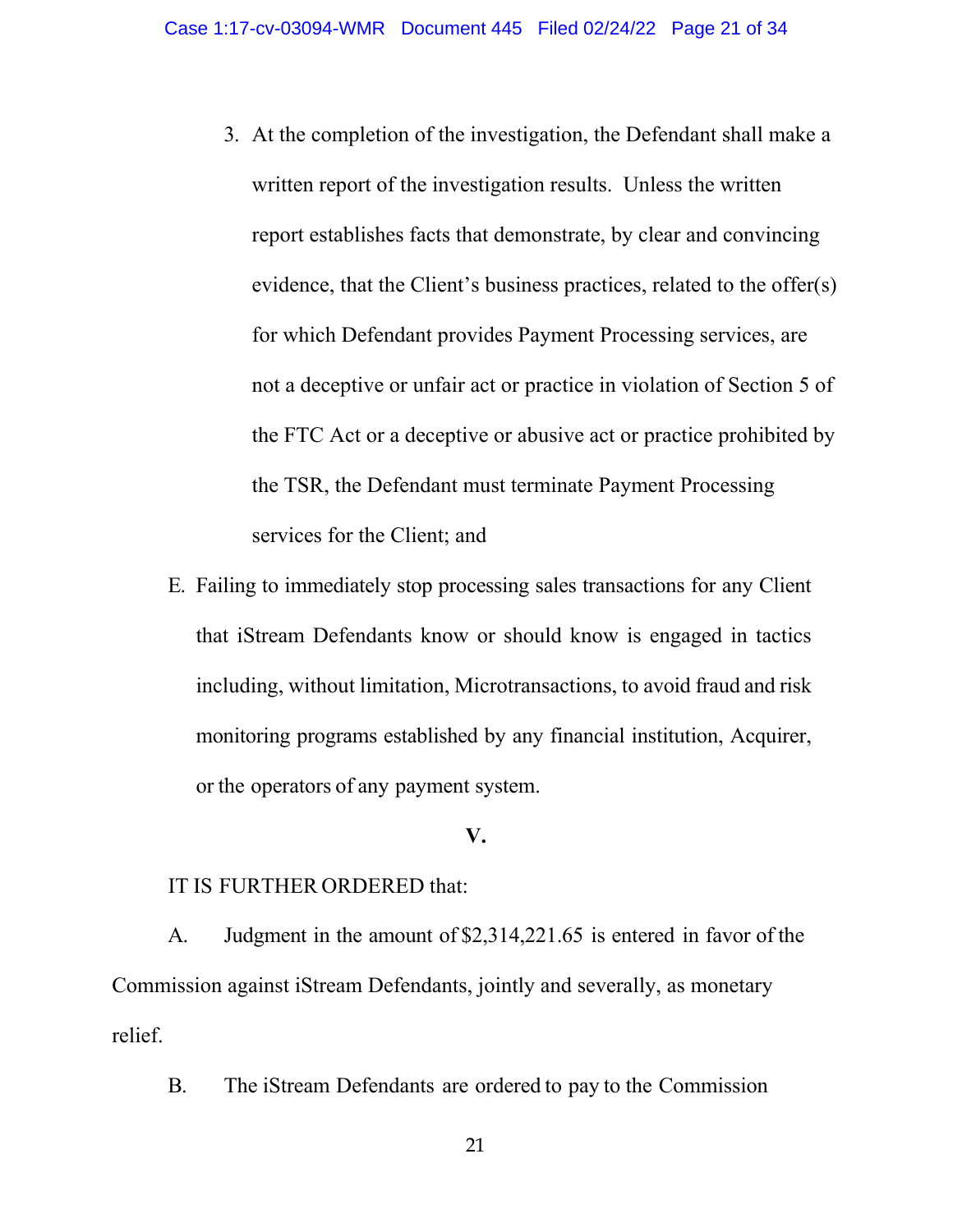3. At the completion of the investigation, the Defendant shall make a written report of the investigation results. Unless the written report establishes facts that demonstrate, by clear and convincing evidence, that the Client's business practices, related to the offer(s) for which Defendant provides Payment Processing services, are not a deceptive or unfair act or practice in violation of Section 5 of the FTC Act or a deceptive or abusive act or practice prohibited by the TSR, the Defendant must terminate Payment Processing services for the Client; and

E. Failing to immediately stop processing sales transactions for any Client that iStream Defendants know or should know is engaged in tactics including, without limitation, Microtransactions, to avoid fraud and risk monitoring programs established by any financial institution, Acquirer, or the operators of any payment system.

**V.**

IT IS FURTHER ORDERED that:

A. Judgment in the amount of $2,314,221.65 is entered in favor of the Commission against iStream Defendants, jointly and severally, as monetary relief.

B. The iStream Defendants are ordered to pay to the Commission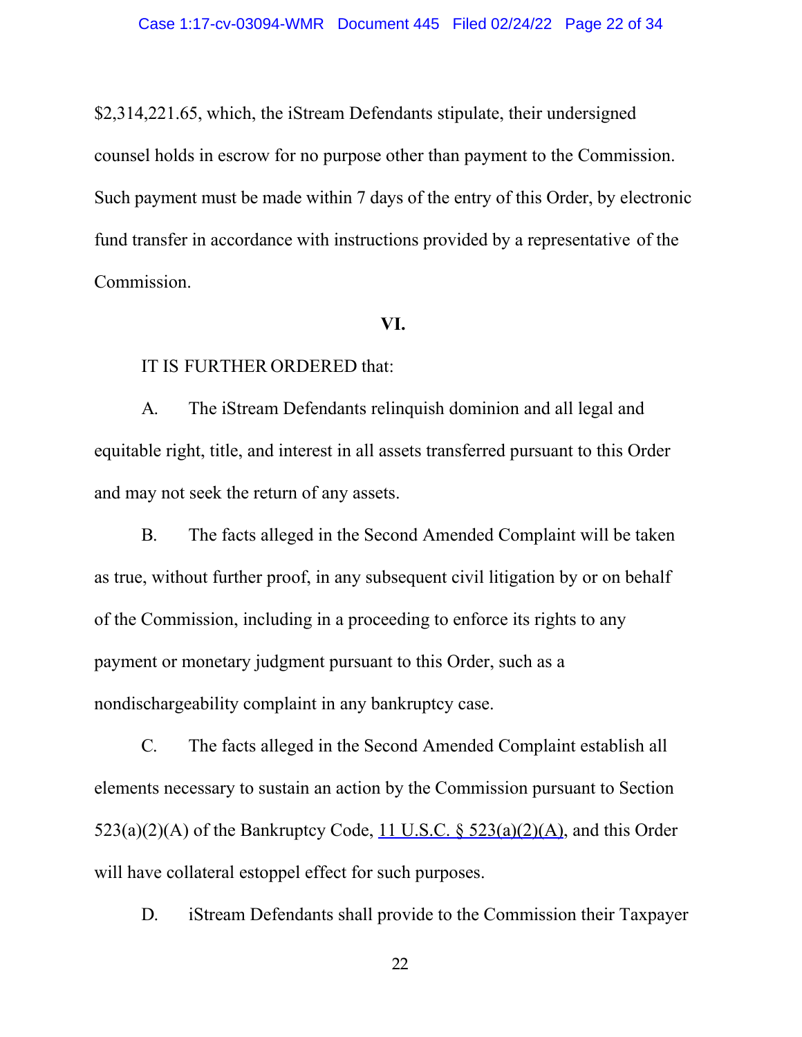$2,314,221.65, which, the iStream Defendants stipulate, their undersigned counsel holds in escrow for no purpose other than payment to the Commission. Such payment must be made within 7 days of the entry of this Order, by electronic fund transfer in accordance with instructions provided by a representative of the Commission.

**VI.**

IT IS FURTHER ORDERED that:

A. The iStream Defendants relinquish dominion and all legal and equitable right, title, and interest in all assets transferred pursuant to this Order and may not seek the return of any assets.

B. The facts alleged in the Second Amended Complaint will be taken as true, without further proof, in any subsequent civil litigation by or on behalf of the Commission, including in a proceeding to enforce its rights to any payment or monetary judgment pursuant to this Order, such as a nondischargeability complaint in any bankruptcy case.

C. The facts alleged in the Second Amended Complaint establish all elements necessary to sustain an action by the Commission pursuant to Section 523(a)(2)(A) of the Bankruptcy Code, 11 U.S.C. § 523(a)(2)(A), and this Order will have collateral estoppel effect for such purposes.

D. iStream Defendants shall provide to the Commission their Taxpayer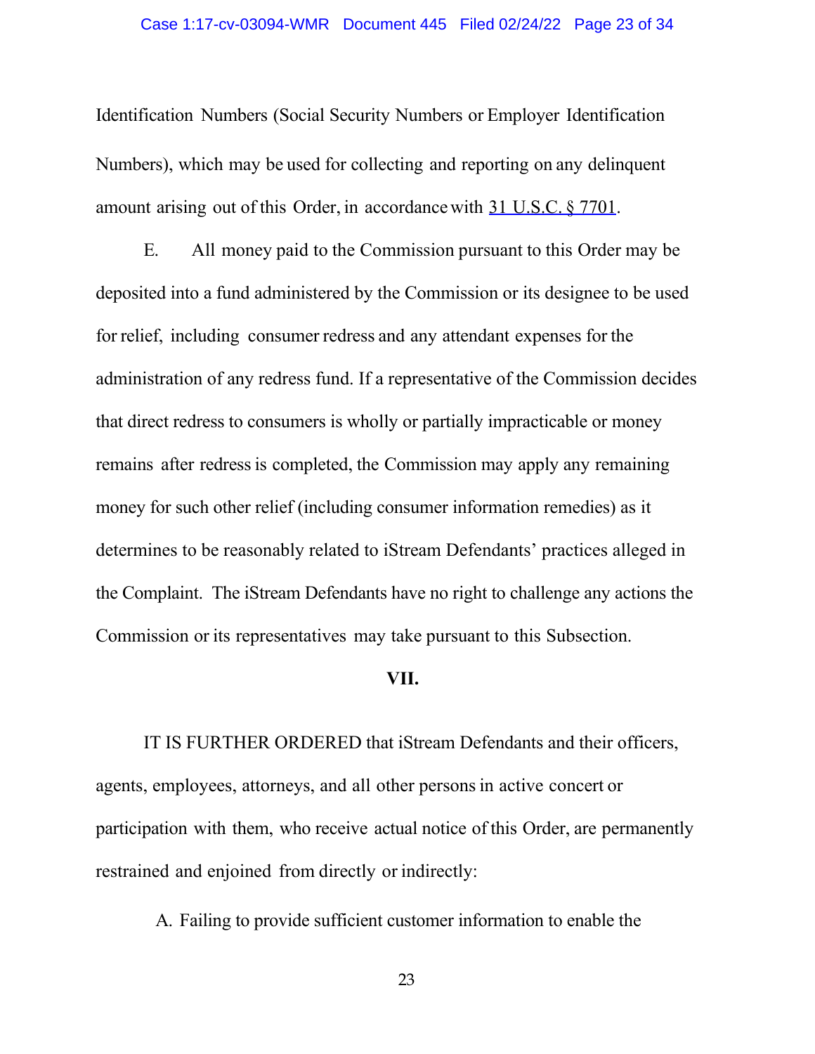Identification Numbers (Social Security Numbers or Employer Identification Numbers), which may be used for collecting and reporting on any delinquent amount arising out of this Order, in accordance with 31 U.S.C. § 7701.

E. All money paid to the Commission pursuant to this Order may be deposited into a fund administered by the Commission or its designee to be used for relief, including consumer redress and any attendant expenses for the administration of any redress fund. If a representative of the Commission decides that direct redress to consumers is wholly or partially impracticable or money remains after redress is completed, the Commission may apply any remaining money for such other relief (including consumer information remedies) as it determines to be reasonably related to iStream Defendants' practices alleged in the Complaint. The iStream Defendants have no right to challenge any actions the Commission or its representatives may take pursuant to this Subsection.

**VII.**

IT IS FURTHER ORDERED that iStream Defendants and their officers, agents, employees, attorneys, and all other persons in active concert or participation with them, who receive actual notice of this Order, are permanently restrained and enjoined from directly or indirectly:

A. Failing to provide sufficient customer information to enable the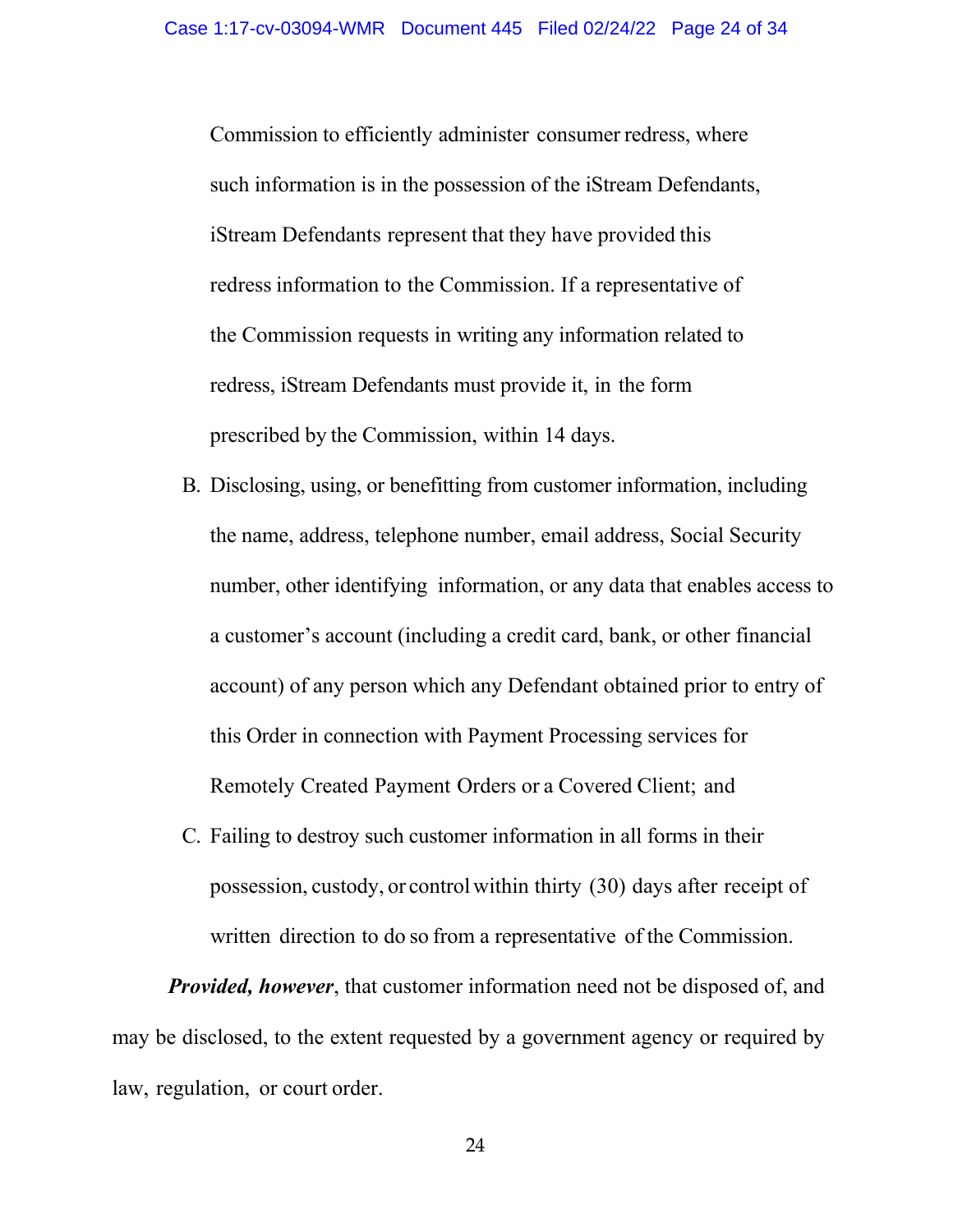Commission to efficiently administer consumer redress, where such information is in the possession of the iStream Defendants, iStream Defendants represent that they have provided this redress information to the Commission. If a representative of the Commission requests in writing any information related to redress, iStream Defendants must provide it, in the form prescribed by the Commission, within 14 days.

B. Disclosing, using, or benefitting from customer information, including the name, address, telephone number, email address, Social Security number, other identifying information, or any data that enables access to a customer's account (including a credit card, bank, or other financial account) of any person which any Defendant obtained prior to entry of this Order in connection with Payment Processing services for Remotely Created Payment Orders or a Covered Client; and

C. Failing to destroy such customer information in all forms in their possession, custody, or control within thirty (30) days after receipt of written direction to do so from a representative of the Commission.

***Provided, however***, that customer information need not be disposed of, and may be disclosed, to the extent requested by a government agency or required by law, regulation, or court order.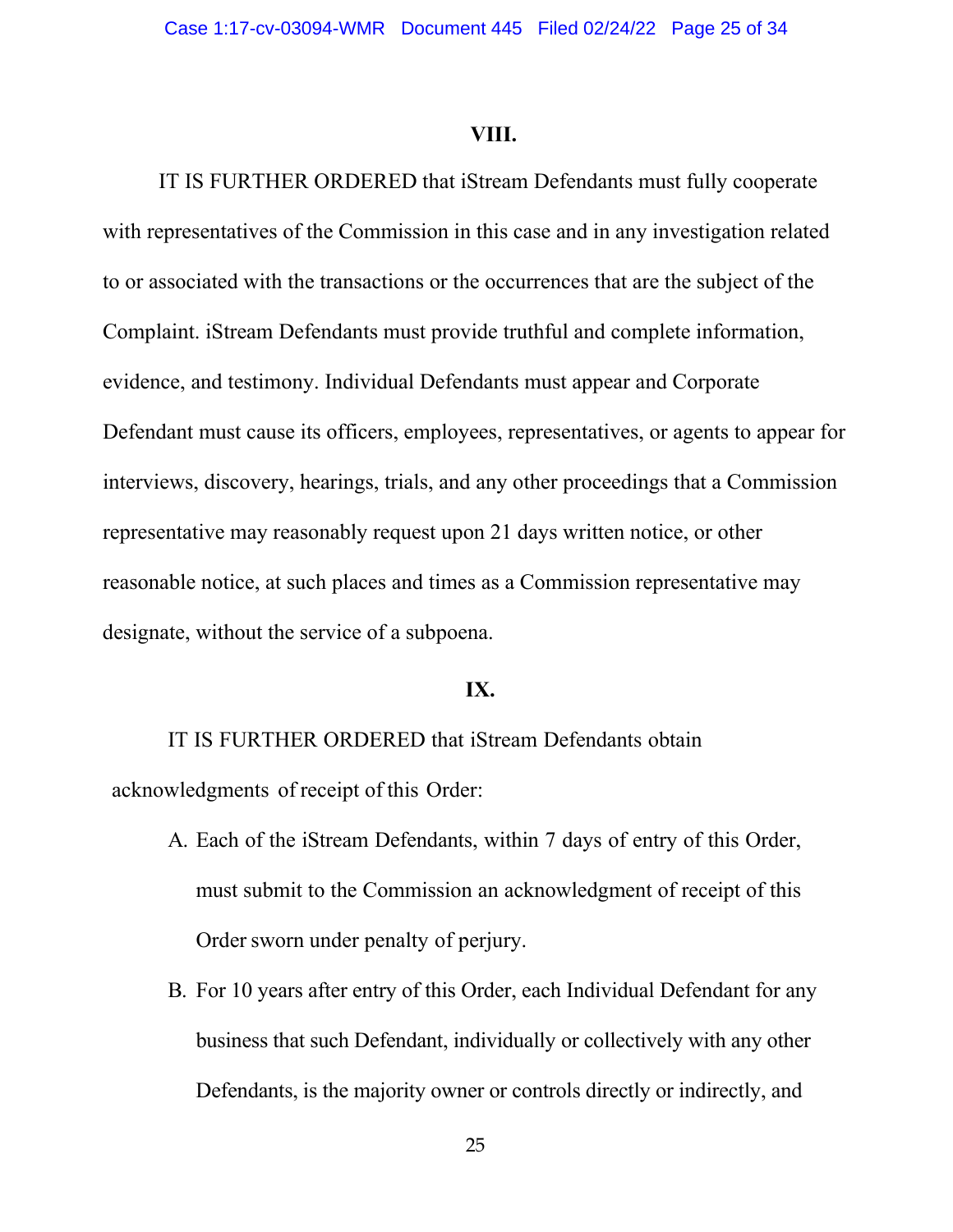## VIII.

IT IS FURTHER ORDERED that iStream Defendants must fully cooperate with representatives of the Commission in this case and in any investigation related to or associated with the transactions or the occurrences that are the subject of the Complaint. iStream Defendants must provide truthful and complete information, evidence, and testimony. Individual Defendants must appear and Corporate Defendant must cause its officers, employees, representatives, or agents to appear for interviews, discovery, hearings, trials, and any other proceedings that a Commission representative may reasonably request upon 21 days written notice, or other reasonable notice, at such places and times as a Commission representative may designate, without the service of a subpoena.

## IX.

IT IS FURTHER ORDERED that iStream Defendants obtain acknowledgments of receipt of this Order:

A. Each of the iStream Defendants, within 7 days of entry of this Order, must submit to the Commission an acknowledgment of receipt of this Order sworn under penalty of perjury.

B. For 10 years after entry of this Order, each Individual Defendant for any business that such Defendant, individually or collectively with any other Defendants, is the majority owner or controls directly or indirectly, and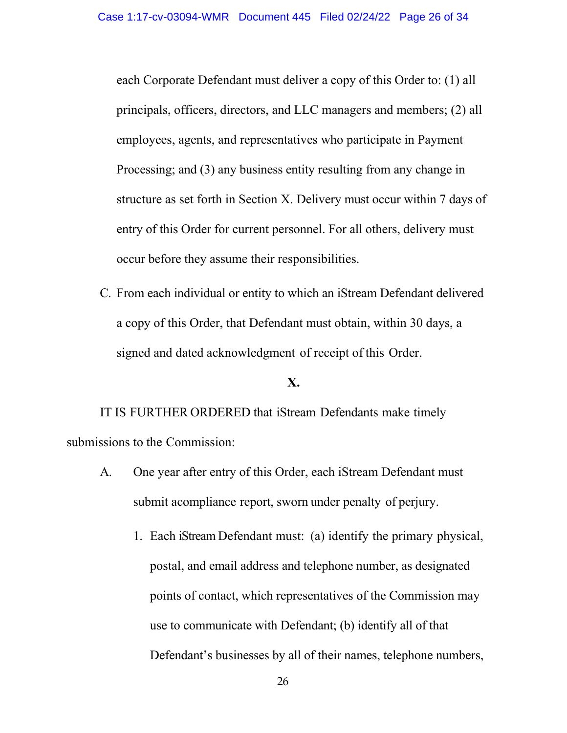each Corporate Defendant must deliver a copy of this Order to: (1) all principals, officers, directors, and LLC managers and members; (2) all employees, agents, and representatives who participate in Payment Processing; and (3) any business entity resulting from any change in structure as set forth in Section X. Delivery must occur within 7 days of entry of this Order for current personnel. For all others, delivery must occur before they assume their responsibilities.

C. From each individual or entity to which an iStream Defendant delivered a copy of this Order, that Defendant must obtain, within 30 days, a signed and dated acknowledgment of receipt of this Order.

**X.**

IT IS FURTHER ORDERED that iStream Defendants make timely submissions to the Commission:

A. One year after entry of this Order, each iStream Defendant must submit acompliance report, sworn under penalty of perjury.

1. Each iStream Defendant must: (a) identify the primary physical, postal, and email address and telephone number, as designated points of contact, which representatives of the Commission may use to communicate with Defendant; (b) identify all of that Defendant's businesses by all of their names, telephone numbers,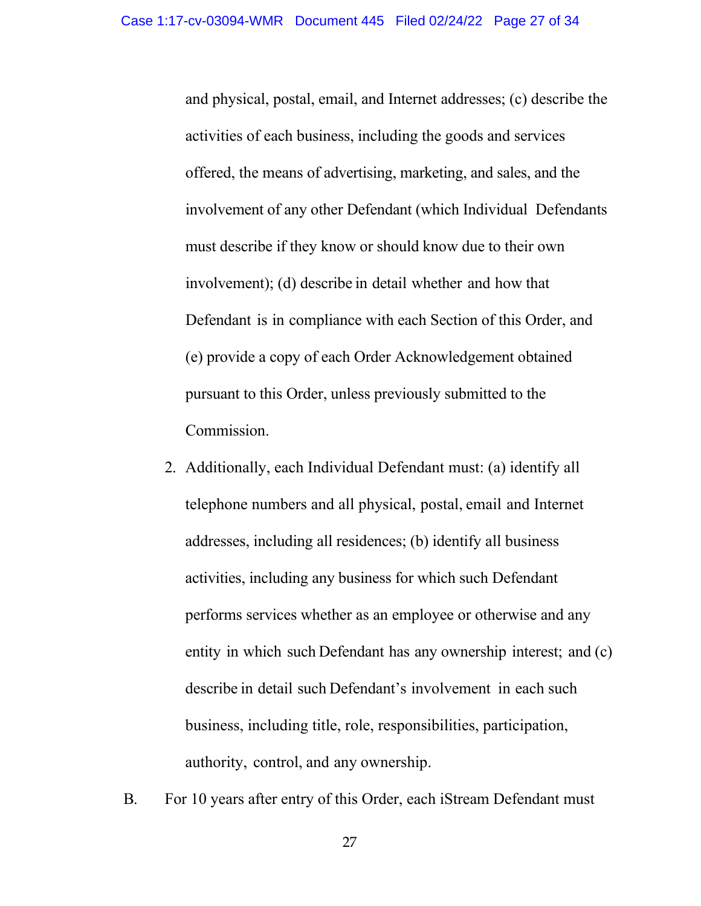and physical, postal, email, and Internet addresses; (c) describe the activities of each business, including the goods and services offered, the means of advertising, marketing, and sales, and the involvement of any other Defendant (which Individual Defendants must describe if they know or should know due to their own involvement); (d) describe in detail whether and how that Defendant is in compliance with each Section of this Order, and (e) provide a copy of each Order Acknowledgement obtained pursuant to this Order, unless previously submitted to the Commission.

2. Additionally, each Individual Defendant must: (a) identify all telephone numbers and all physical, postal, email and Internet addresses, including all residences; (b) identify all business activities, including any business for which such Defendant performs services whether as an employee or otherwise and any entity in which such Defendant has any ownership interest; and (c) describe in detail such Defendant's involvement in each such business, including title, role, responsibilities, participation, authority, control, and any ownership.

B. For 10 years after entry of this Order, each iStream Defendant must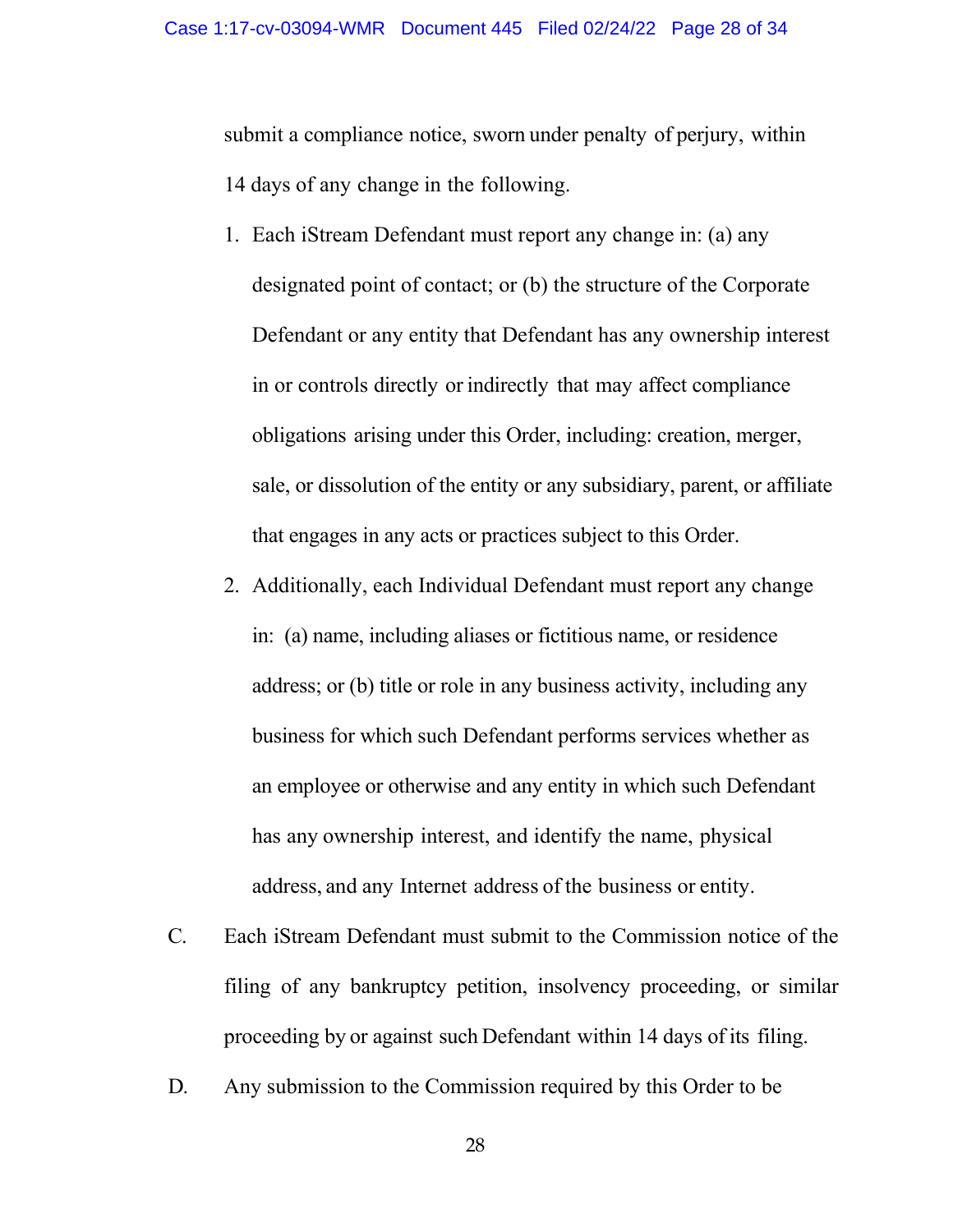submit a compliance notice, sworn under penalty of perjury, within 14 days of any change in the following.

1. Each iStream Defendant must report any change in: (a) any designated point of contact; or (b) the structure of the Corporate Defendant or any entity that Defendant has any ownership interest in or controls directly or indirectly that may affect compliance obligations arising under this Order, including: creation, merger, sale, or dissolution of the entity or any subsidiary, parent, or affiliate that engages in any acts or practices subject to this Order.
2. Additionally, each Individual Defendant must report any change in: (a) name, including aliases or fictitious name, or residence address; or (b) title or role in any business activity, including any business for which such Defendant performs services whether as an employee or otherwise and any entity in which such Defendant has any ownership interest, and identify the name, physical address, and any Internet address of the business or entity.

C. Each iStream Defendant must submit to the Commission notice of the filing of any bankruptcy petition, insolvency proceeding, or similar proceeding by or against such Defendant within 14 days of its filing.

D. Any submission to the Commission required by this Order to be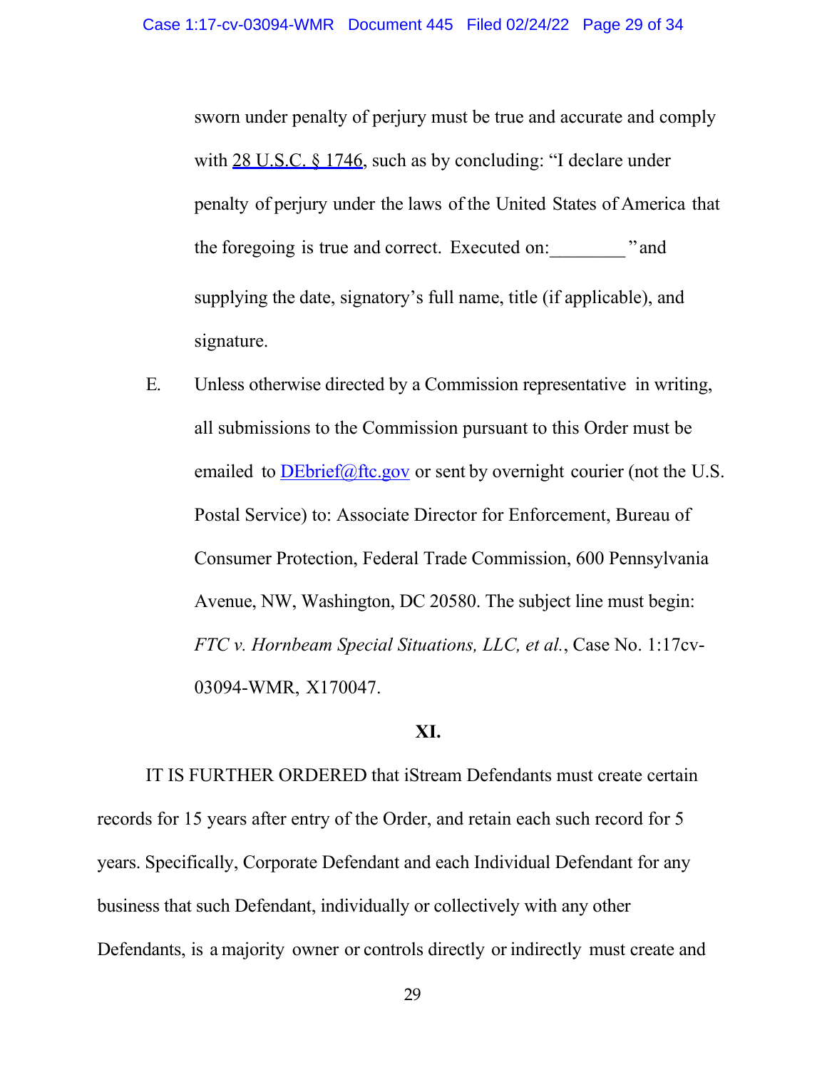sworn under penalty of perjury must be true and accurate and comply with 28 U.S.C. § 1746, such as by concluding: "I declare under penalty of perjury under the laws of the United States of America that the foregoing is true and correct. Executed on:________" and supplying the date, signatory's full name, title (if applicable), and signature.

E. Unless otherwise directed by a Commission representative in writing, all submissions to the Commission pursuant to this Order must be emailed to DEbrief@ftc.gov or sent by overnight courier (not the U.S. Postal Service) to: Associate Director for Enforcement, Bureau of Consumer Protection, Federal Trade Commission, 600 Pennsylvania Avenue, NW, Washington, DC 20580. The subject line must begin: *FTC v. Hornbeam Special Situations, LLC, et al.*, Case No. 1:17cv-03094-WMR, X170047.

**XI.**

IT IS FURTHER ORDERED that iStream Defendants must create certain records for 15 years after entry of the Order, and retain each such record for 5 years. Specifically, Corporate Defendant and each Individual Defendant for any business that such Defendant, individually or collectively with any other Defendants, is a majority owner or controls directly or indirectly must create and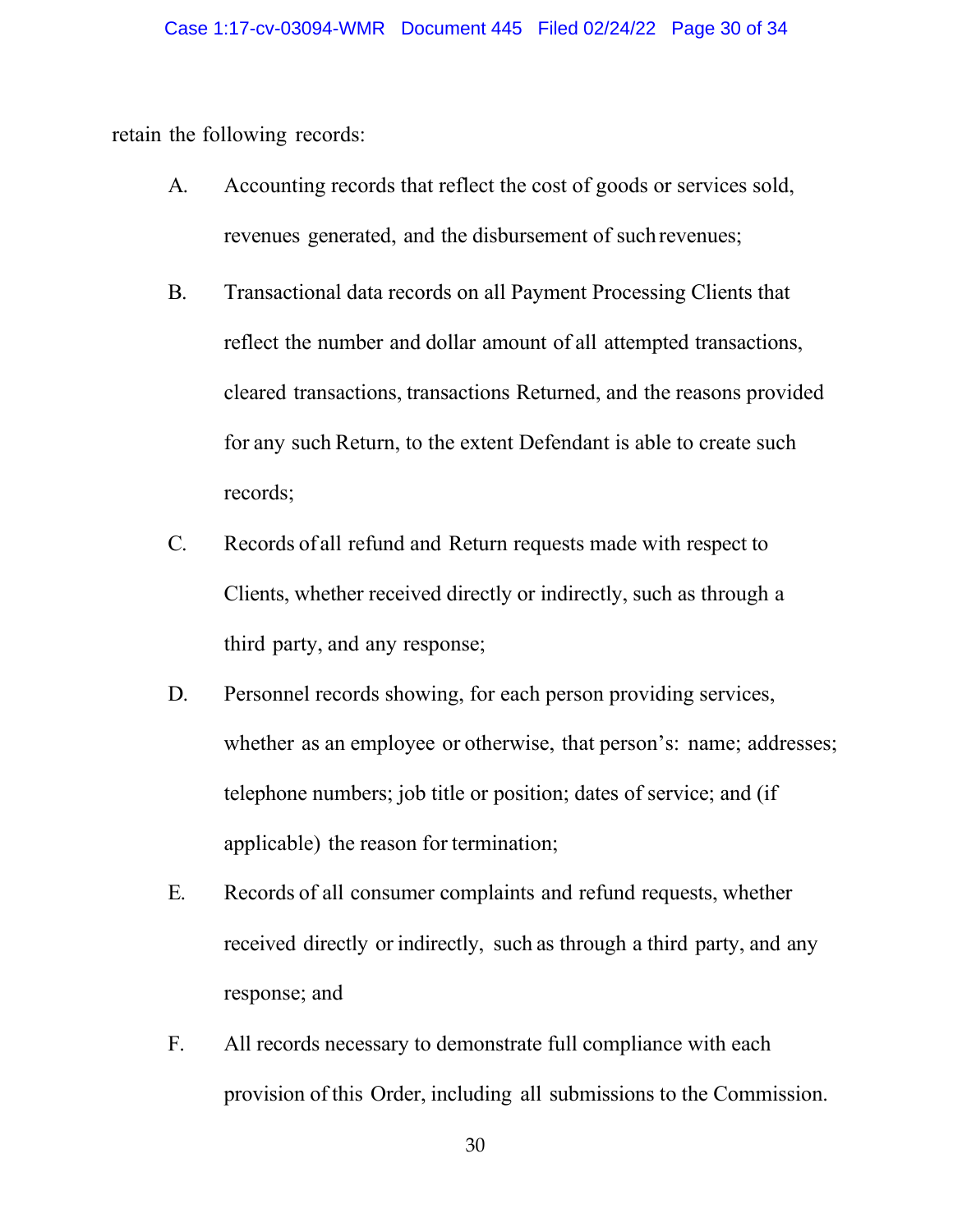retain the following records:

A. Accounting records that reflect the cost of goods or services sold, revenues generated, and the disbursement of such revenues;

B. Transactional data records on all Payment Processing Clients that reflect the number and dollar amount of all attempted transactions, cleared transactions, transactions Returned, and the reasons provided for any such Return, to the extent Defendant is able to create such records;

C. Records of all refund and Return requests made with respect to Clients, whether received directly or indirectly, such as through a third party, and any response;

D. Personnel records showing, for each person providing services, whether as an employee or otherwise, that person's: name; addresses; telephone numbers; job title or position; dates of service; and (if applicable) the reason for termination;

E. Records of all consumer complaints and refund requests, whether received directly or indirectly, such as through a third party, and any response; and

F. All records necessary to demonstrate full compliance with each provision of this Order, including all submissions to the Commission.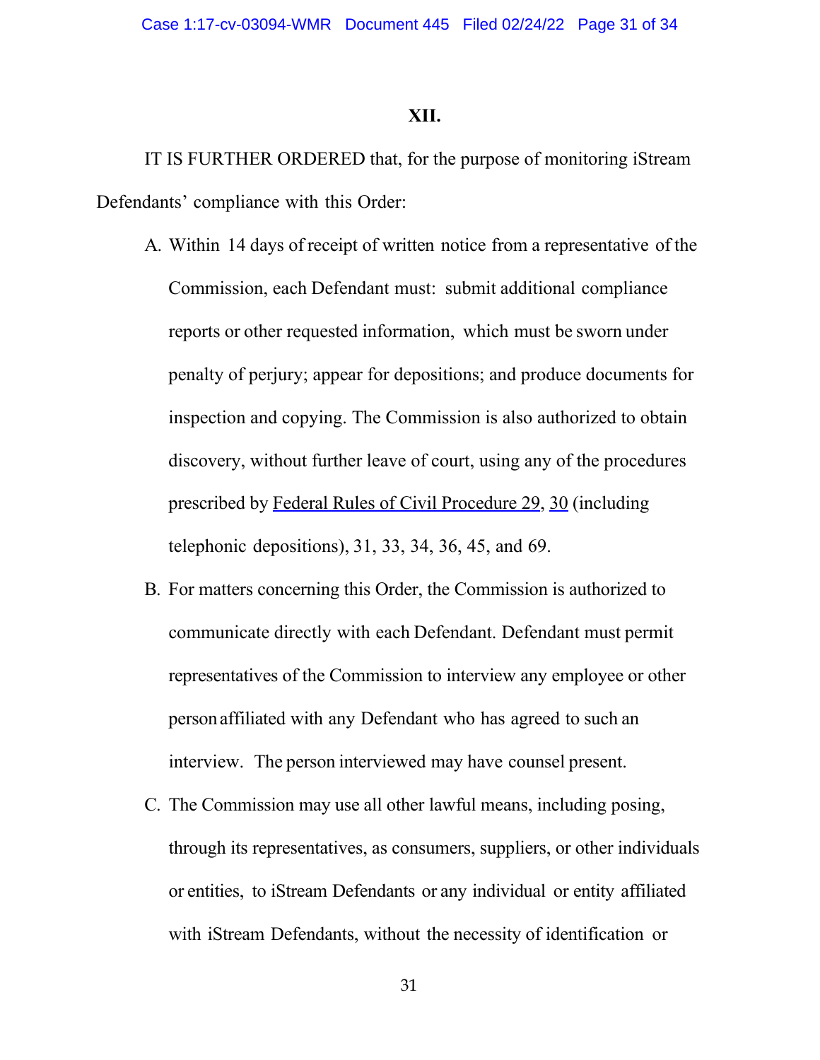## XII.

IT IS FURTHER ORDERED that, for the purpose of monitoring iStream Defendants' compliance with this Order:

A. Within 14 days of receipt of written notice from a representative of the Commission, each Defendant must: submit additional compliance reports or other requested information, which must be sworn under penalty of perjury; appear for depositions; and produce documents for inspection and copying. The Commission is also authorized to obtain discovery, without further leave of court, using any of the procedures prescribed by Federal Rules of Civil Procedure 29, 30 (including telephonic depositions), 31, 33, 34, 36, 45, and 69.

B. For matters concerning this Order, the Commission is authorized to communicate directly with each Defendant. Defendant must permit representatives of the Commission to interview any employee or other person affiliated with any Defendant who has agreed to such an interview. The person interviewed may have counsel present.

C. The Commission may use all other lawful means, including posing, through its representatives, as consumers, suppliers, or other individuals or entities, to iStream Defendants or any individual or entity affiliated with iStream Defendants, without the necessity of identification or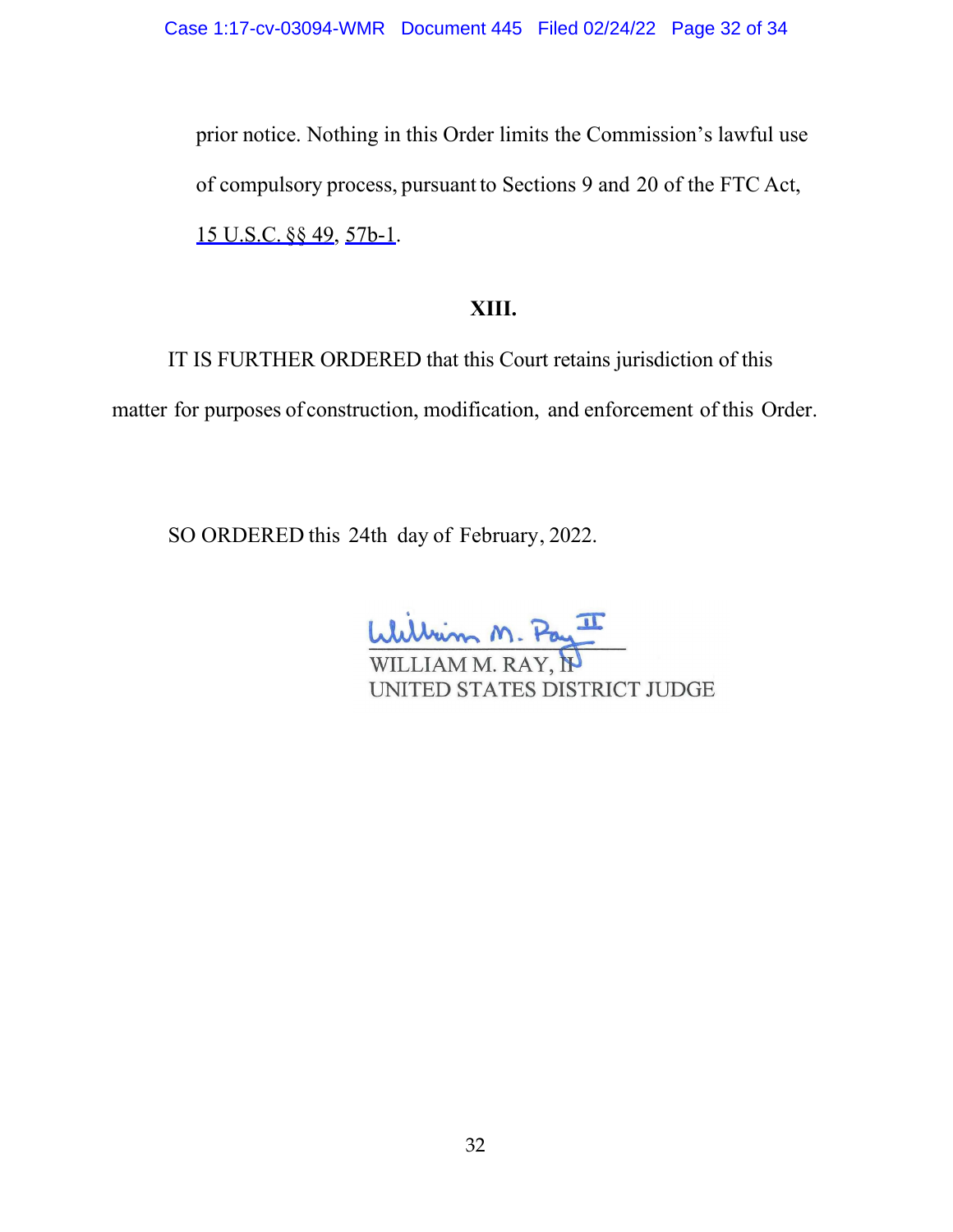prior notice. Nothing in this Order limits the Commission's lawful use of compulsory process, pursuant to Sections 9 and 20 of the FTC Act, 15 U.S.C. §§ 49, 57b-1.

### XIII.

IT IS FURTHER ORDERED that this Court retains jurisdiction of this matter for purposes of construction, modification, and enforcement of this Order.

SO ORDERED this 24th day of February, 2022.

William M. Ray II

WILLIAM M. RAY, II
UNITED STATES DISTRICT JUDGE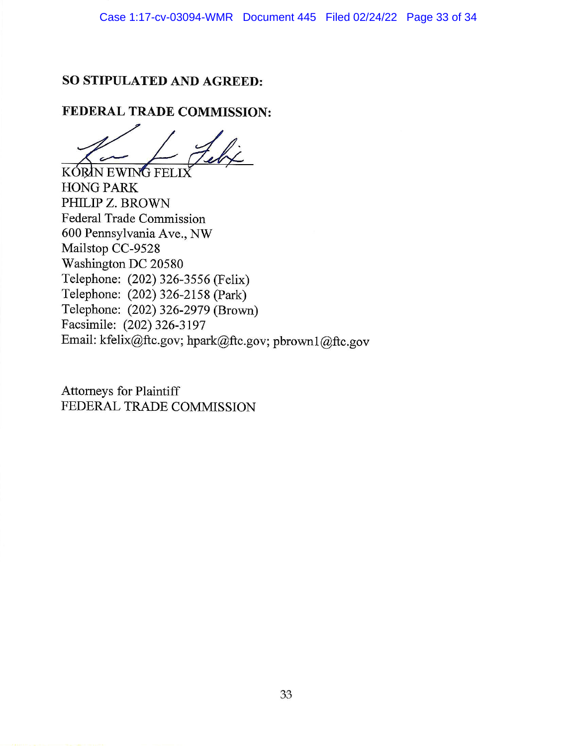**SO STIPULATED AND AGREED:**

**FEDERAL TRADE COMMISSION:**

KORIN EWING FELIX
HONG PARK
PHILIP Z. BROWN
Federal Trade Commission
600 Pennsylvania Ave., NW
Mailstop CC-9528
Washington DC 20580
Telephone: (202) 326-3556 (Felix)
Telephone: (202) 326-2158 (Park)
Telephone: (202) 326-2979 (Brown)
Facsimile: (202) 326-3197
Email: kfelix@ftc.gov; hpark@ftc.gov; pbrown1@ftc.gov

Attorneys for Plaintiff
FEDERAL TRADE COMMISSION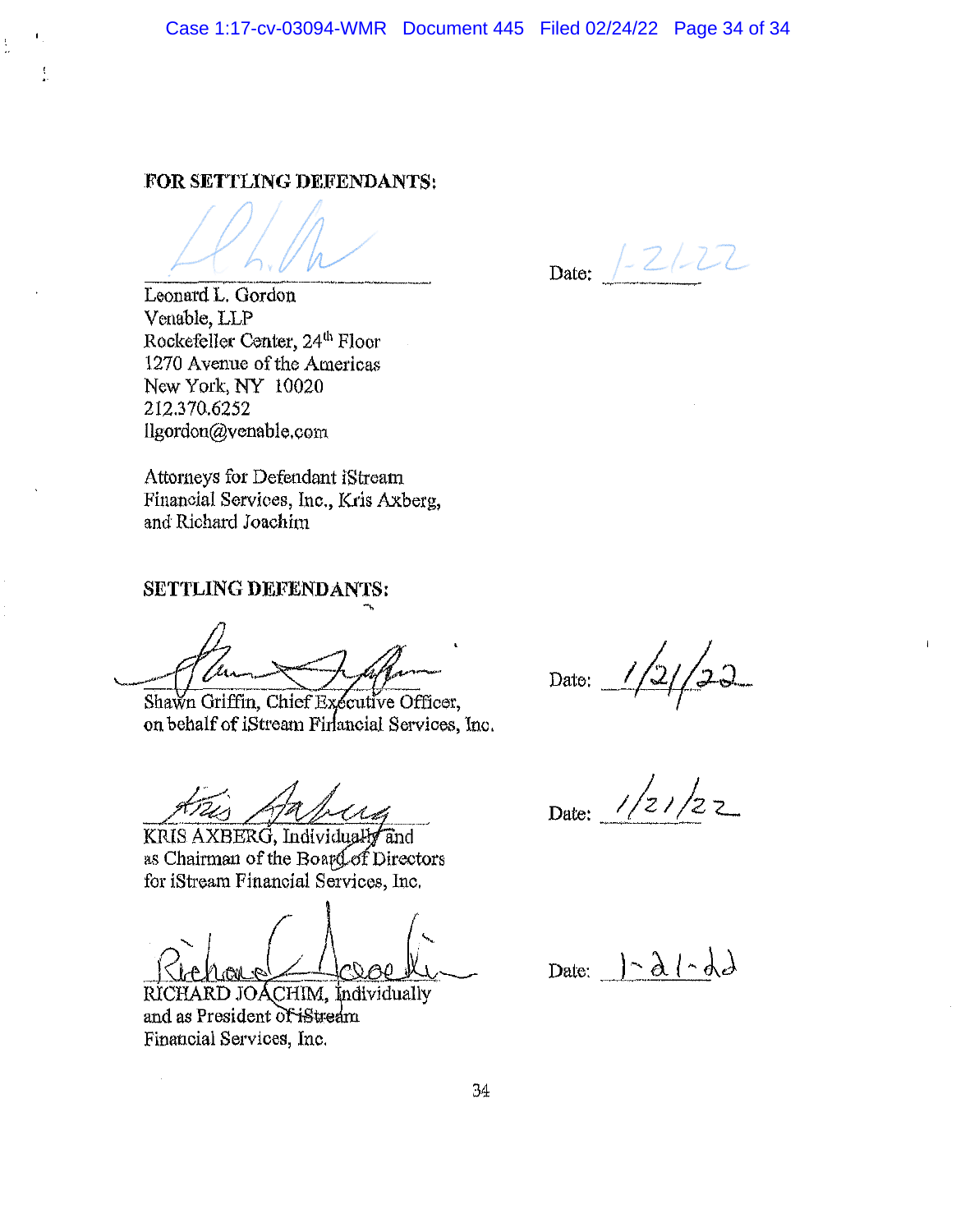**FOR SETTLING DEFENDANTS:**

Date: 1-21-22

Leonard L. Gordon
Venable, LLP
Rockefeller Center, 24th Floor
1270 Avenue of the Americas
New York, NY 10020
212.370.6252
llgordon@venable.com

Attorneys for Defendant iStream Financial Services, Inc., Kris Axberg, and Richard Joachim

**SETTLING DEFENDANTS:**

Date: 1/21/22

Shawn Griffin, Chief Executive Officer, on behalf of iStream Financial Services, Inc.

Date: 1/21/22

KRIS AXBERG, Individually and as Chairman of the Board of Directors for iStream Financial Services, Inc.

Date: 1-21-22

RICHARD JOACHIM, Individually and as President of iStream Financial Services, Inc.